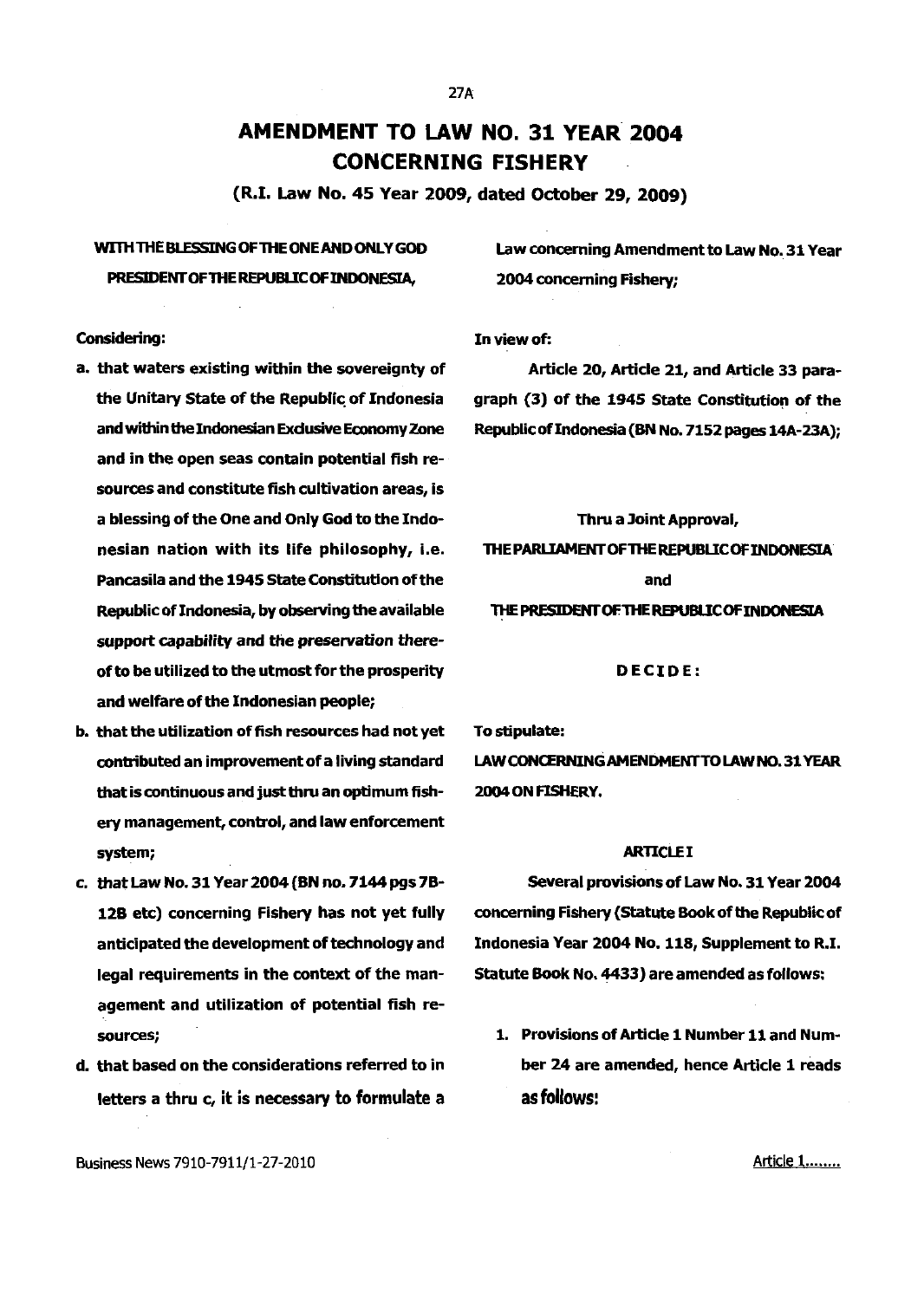# AMENDMENT TO LAW NO. 31 YEAR 2004 CONCERNING FISHERY

**(R.I. Law No. 45 Year 2009, dated October 29, 2009)**

**WITH THE BLESSING OF THE ONE AND ONLY GOD**
**PRESIDENT OF THE REPUBLIC OF INDONESIA,**

**Considering:**

a. that waters existing within the sovereignty of the Unitary State of the Republic of Indonesia and within the Indonesian Exclusive Economy Zone and in the open seas contain potential fish resources and constitute fish cultivation areas, is a blessing of the One and Only God to the Indonesian nation with its life philosophy, i.e. Pancasila and the 1945 State Constitution of the Republic of Indonesia, by observing the available *support capability* and the *preservation* thereof to be utilized to the utmost for the prosperity and welfare of the Indonesian people;

b. that the utilization of fish resources had not yet contributed an improvement of a living standard that is continuous and just thru an optimum fishery management, control, and law enforcement system;

c. that Law No. 31 Year 2004 (BN no. 7144 pgs 7B-12B etc) concerning Fishery has not yet fully anticipated the development of technology and legal requirements in the context of the management and utilization of potential fish resources;

d. that based on the considerations referred to in letters a thru c, it is necessary to formulate a Law concerning Amendment to Law No. 31 Year 2004 concerning Fishery;

**In view of:**

Article 20, Article 21, and Article 33 paragraph (3) of the 1945 State Constitution of the Republic of Indonesia (BN No. 7152 pages 14A-23A);

**Thru a Joint Approval,**

**THE PARLIAMENT OF THE REPUBLIC OF INDONESIA**

**and**

**THE PRESIDENT OF THE REPUBLIC OF INDONESIA**

**DECIDE:**

**To stipulate:**

**LAW CONCERNING AMENDMENT TO LAW NO. 31 YEAR 2004 ON FISHERY.**

**ARTICLE I**

Several provisions of Law No. 31 Year 2004 concerning Fishery (Statute Book of the Republic of Indonesia Year 2004 No. 118, Supplement to R.I. Statute Book No. 4433) are amended as follows:

1. Provisions of Article 1 Number 11 and Number 24 are amended, hence Article 1 reads as follows: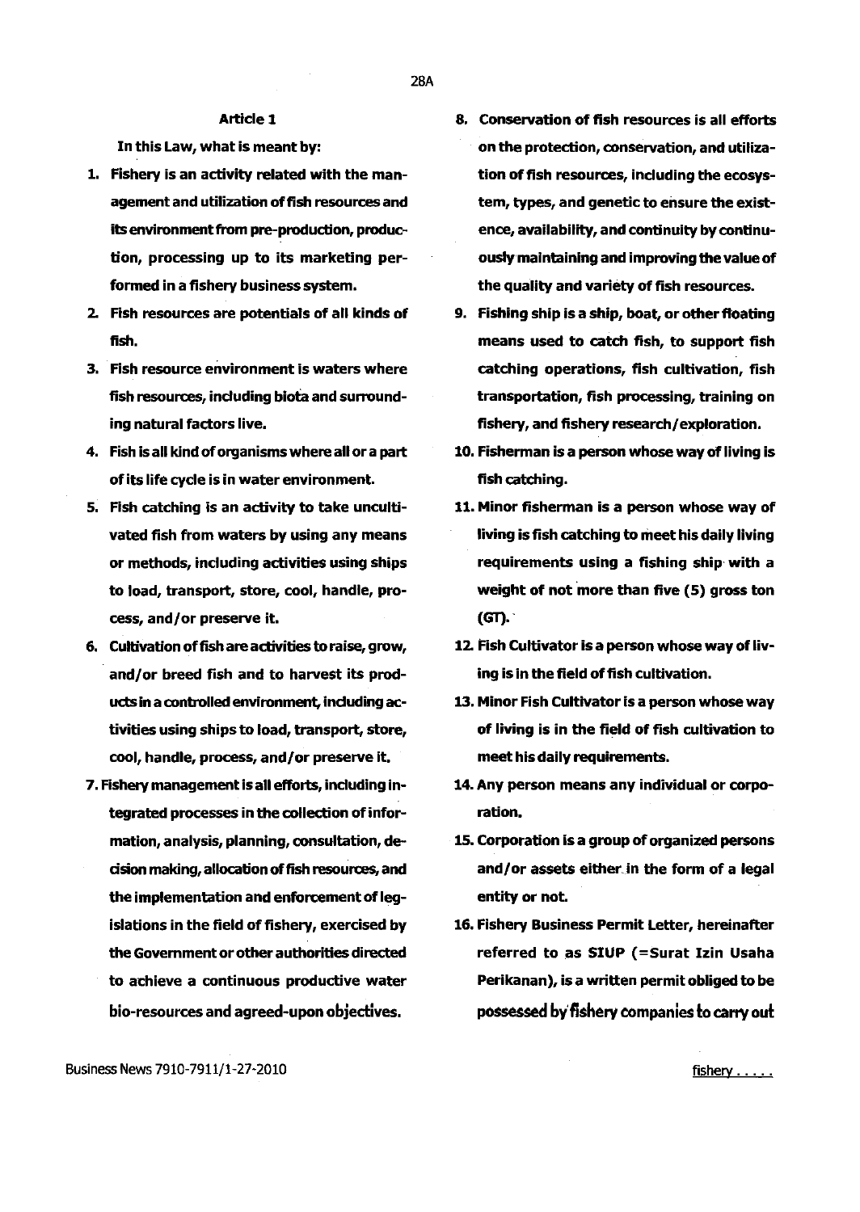## Article 1

In this Law, what is meant by:

1. Fishery is an activity related with the management and utilization of fish resources and its environment from pre-production, production, processing up to its marketing performed in a fishery business system.
2. Fish resources are potentials of all kinds of fish.
3. Fish resource environment is waters where fish resources, including biota and surrounding natural factors live.
4. Fish is all kind of organisms where all or a part of its life cycle is in water environment.
5. Fish catching is an activity to take uncultivated fish from waters by using any means or methods, including activities using ships to load, transport, store, cool, handle, process, and/or preserve it.
6. Cultivation of fish are activities to raise, grow, and/or breed fish and to harvest its products in a controlled environment, including activities using ships to load, transport, store, cool, handle, process, and/or preserve it.
7. Fishery management is all efforts, including integrated processes in the collection of information, analysis, planning, consultation, decision making, allocation of fish resources, and the implementation and enforcement of legislations in the field of fishery, exercised by the Government or other authorities directed to achieve a continuous productive water bio-resources and agreed-upon objectives.
8. Conservation of fish resources is all efforts on the protection, conservation, and utilization of fish resources, including the ecosystem, types, and genetic to ensure the existence, availability, and continuity by continuously maintaining and improving the value of the quality and variety of fish resources.
9. Fishing ship is a ship, boat, or other floating means used to catch fish, to support fish catching operations, fish cultivation, fish transportation, fish processing, training on fishery, and fishery research/exploration.
10. Fisherman is a person whose way of living is fish catching.
11. Minor fisherman is a person whose way of living is fish catching to meet his daily living requirements using a fishing ship with a weight of not more than five (5) gross ton (GT).
12. Fish Cultivator is a person whose way of living is in the field of fish cultivation.
13. Minor Fish Cultivator is a person whose way of living is in the field of fish cultivation to meet his daily requirements.
14. Any person means any individual or corporation.
15. Corporation is a group of organized persons and/or assets either in the form of a legal entity or not.
16. Fishery Business Permit Letter, hereinafter referred to as SIUP (=Surat Izin Usaha Perikanan), is a written permit obliged to be possessed by fishery companies to carry out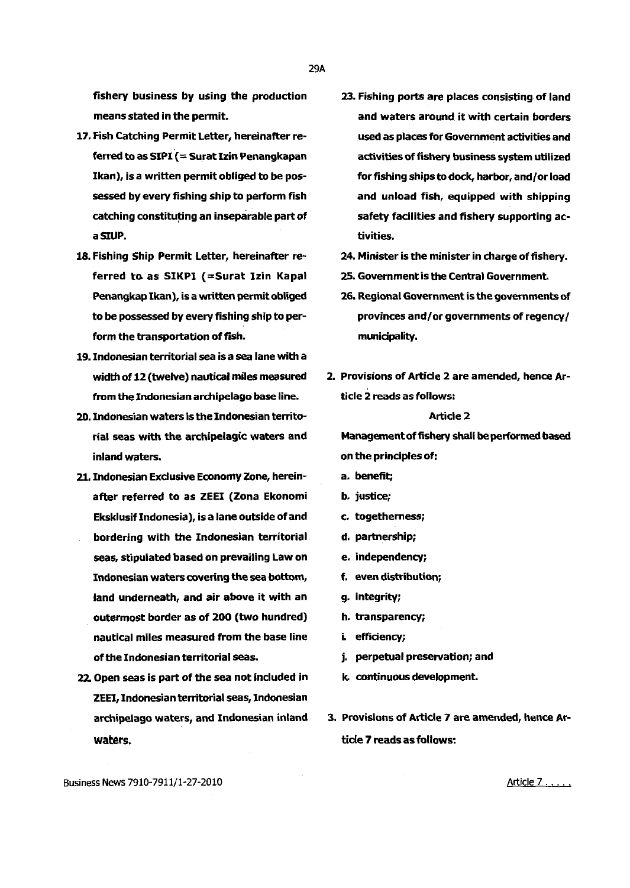fishery business by using the production means stated in the permit.

17. Fish Catching Permit Letter, hereinafter referred to as SIPI (= Surat Izin Penangkapan Ikan), is a written permit obliged to be possessed by every fishing ship to perform fish catching constituting an inseparable part of a SIUP.
18. Fishing Ship Permit Letter, hereinafter referred to as SIKPI (=Surat Izin Kapal Penangkap Ikan), is a written permit obliged to be possessed by every fishing ship to perform the transportation of fish.
19. Indonesian territorial sea is a sea lane with a width of 12 (twelve) nautical miles measured from the Indonesian archipelago base line.
20. Indonesian waters is the Indonesian territorial seas with the archipelagic waters and inland waters.
21. Indonesian Exclusive Economy Zone, hereinafter referred to as ZEEI (Zona Ekonomi Eksklusif Indonesia), is a lane outside of and bordering with the Indonesian territorial seas, stipulated based on prevailing Law on Indonesian waters covering the sea bottom, land underneath, and air above it with an outermost border as of 200 (two hundred) nautical miles measured from the base line of the Indonesian territorial seas.
22. Open seas is part of the sea not included in ZEEI, Indonesian territorial seas, Indonesian archipelago waters, and Indonesian inland waters.
23. Fishing ports are places consisting of land and waters around it with certain borders used as places for Government activities and activities of fishery business system utilized for fishing ships to dock, harbor, and/or load and unload fish, equipped with shipping safety facilities and fishery supporting activities.
24. Minister is the minister in charge of fishery.
25. Government is the Central Government.
26. Regional Government is the governments of provinces and/or governments of regency/ municipality.

2. Provisions of Article 2 are amended, hence Article 2 reads as follows:

Article 2

Management of fishery shall be performed based on the principles of:

a. benefit;
b. justice;
c. togetherness;
d. partnership;
e. independency;
f. even distribution;
g. integrity;
h. transparency;
i. efficiency;
j. perpetual preservation; and
k. continuous development.

3. Provisions of Article 7 are amended, hence Article 7 reads as follows: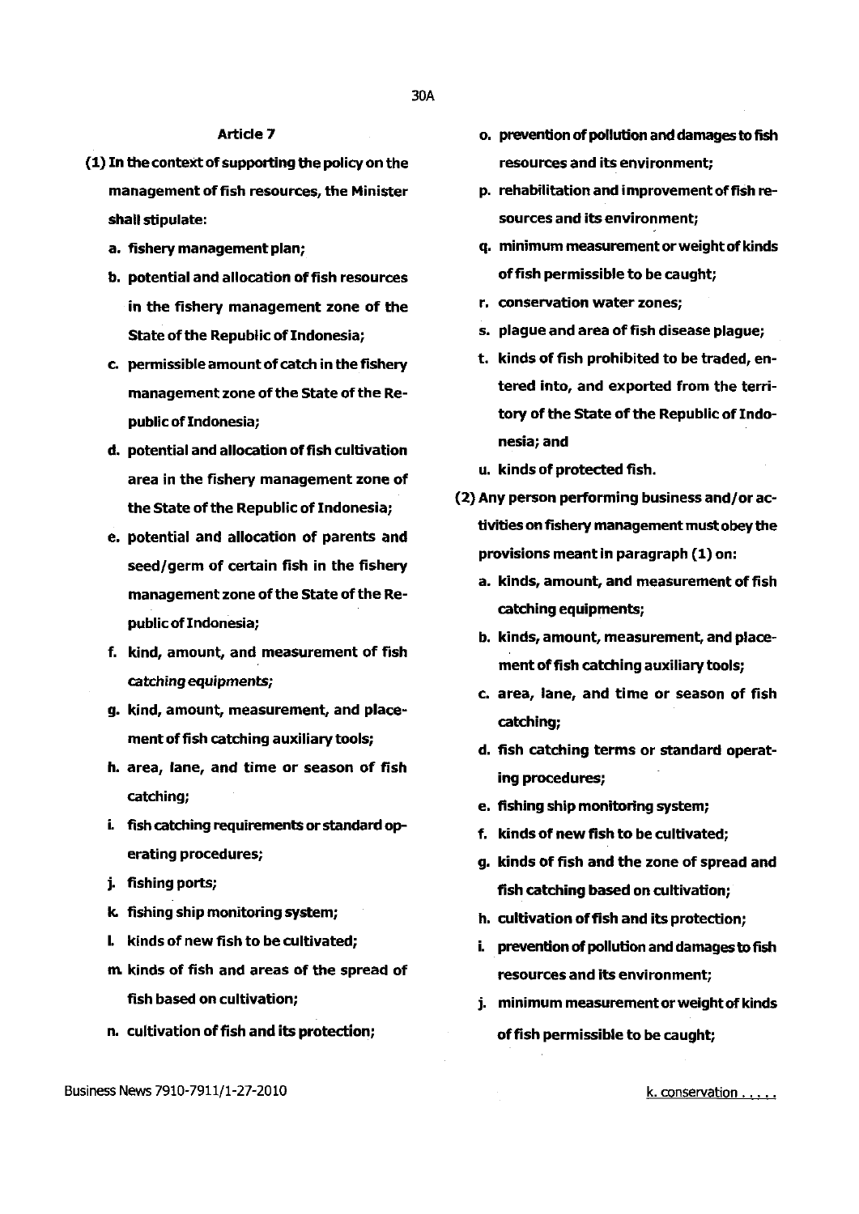### Article 7

(1) In the context of supporting the policy on the management of fish resources, the Minister shall stipulate:

a. fishery management plan;

b. potential and allocation of fish resources in the fishery management zone of the State of the Republic of Indonesia;

c. permissible amount of catch in the fishery management zone of the State of the Republic of Indonesia;

d. potential and allocation of fish cultivation area in the fishery management zone of the State of the Republic of Indonesia;

e. potential and allocation of parents and seed/germ of certain fish in the fishery management zone of the State of the Republic of Indonesia;

f. kind, amount, and measurement of fish *catching equipments;*

g. kind, amount, measurement, and placement of fish catching auxiliary tools;

h. area, lane, and time or season of fish catching;

i. fish catching requirements or standard operating procedures;

j. fishing ports;

k. fishing ship monitoring system;

l. kinds of new fish to be cultivated;

m. kinds of fish and areas of the spread of fish based on cultivation;

n. cultivation of fish and its protection;

o. prevention of pollution and damages to fish resources and its environment;

p. rehabilitation and improvement of fish resources and its environment;

q. minimum measurement or weight of kinds of fish permissible to be caught;

r. conservation water zones;

s. plague and area of fish disease plague;

t. kinds of fish prohibited to be traded, entered into, and exported from the territory of the State of the Republic of Indonesia; and

u. kinds of protected fish.

(2) Any person performing business and/or activities on fishery management must obey the provisions meant in paragraph (1) on:

a. kinds, amount, and measurement of fish catching equipments;

b. kinds, amount, measurement, and placement of fish catching auxiliary tools;

c. area, lane, and time or season of fish catching;

d. fish catching terms or standard operating procedures;

e. fishing ship monitoring system;

f. kinds of new fish to be cultivated;

g. kinds of fish and the zone of spread and fish catching based on cultivation;

h. cultivation of fish and its protection;

i. prevention of pollution and damages to fish resources and its environment;

j. minimum measurement or weight of kinds of fish permissible to be caught;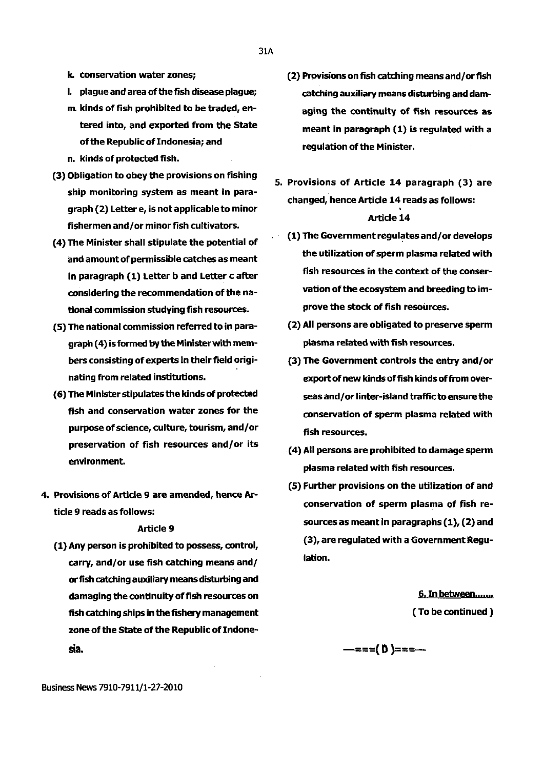k. conservation water zones;

l. plague and area of the fish disease plague;

m. kinds of fish prohibited to be traded, entered into, and exported from the State of the Republic of Indonesia; and

n. kinds of protected fish.

(3) Obligation to obey the provisions on fishing ship monitoring system as meant in paragraph (2) Letter e, is not applicable to minor fishermen and/or minor fish cultivators.

(4) The Minister shall stipulate the potential of and amount of permissible catches as meant in paragraph (1) Letter b and Letter c after considering the recommendation of the national commission studying fish resources.

(5) The national commission referred to in paragraph (4) is formed by the Minister with members consisting of experts in their field originating from related institutions.

(6) The Minister stipulates the kinds of protected fish and conservation water zones for the purpose of science, culture, tourism, and/or preservation of fish resources and/or its environment.

4. Provisions of Article 9 are amended, hence Article 9 reads as follows:

**Article 9**

(1) Any person is prohibited to possess, control, carry, and/or use fish catching means and/or fish catching auxiliary means disturbing and damaging the continuity of fish resources on fish catching ships in the fishery management zone of the State of the Republic of Indonesia.

(2) Provisions on fish catching means and/or fish catching auxiliary means disturbing and damaging the continuity of fish resources as meant in paragraph (1) is regulated with a regulation of the Minister.

5. Provisions of Article 14 paragraph (3) are changed, hence Article 14 reads as follows:

**Article 14**

(1) The Government regulates and/or develops the utilization of sperm plasma related with fish resources in the context of the conservation of the ecosystem and breeding to improve the stock of fish resources.

(2) All persons are obligated to preserve sperm plasma related with fish resources.

(3) The Government controls the entry and/or export of new kinds of fish kinds of from overseas and/or linter-island traffic to ensure the conservation of sperm plasma related with fish resources.

(4) All persons are prohibited to damage sperm plasma related with fish resources.

(5) Further provisions on the utilization of and conservation of sperm plasma of fish resources as meant in paragraphs (1), (2) and (3), are regulated with a Government Regulation.

6. In between.......

( To be continued )

—===( D )===—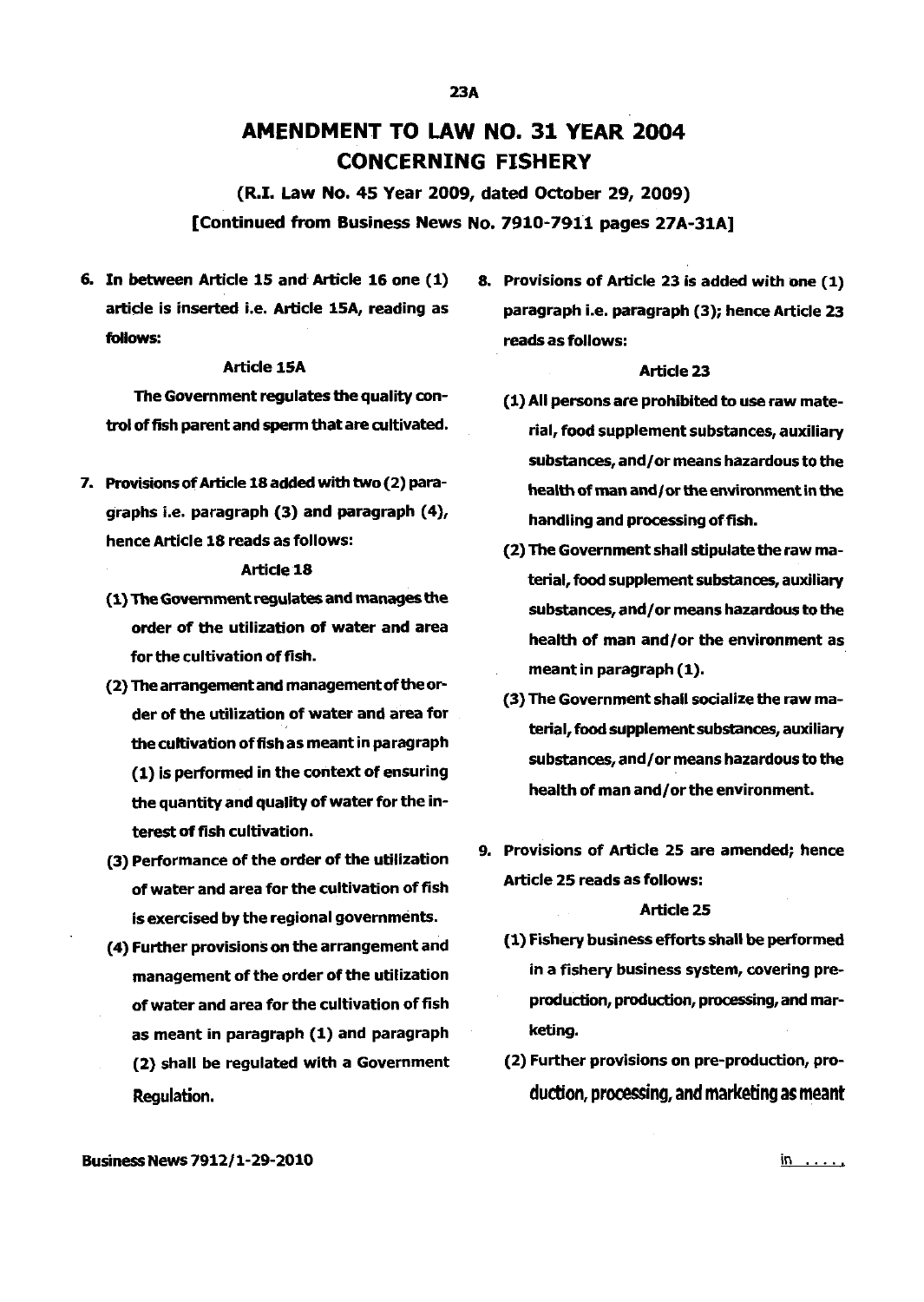# AMENDMENT TO LAW NO. 31 YEAR 2004 CONCERNING FISHERY

**(R.I. Law No. 45 Year 2009, dated October 29, 2009)**

**[Continued from Business News No. 7910-7911 pages 27A-31A]**

**6. In between Article 15 and Article 16 one (1) article is inserted i.e. Article 15A, reading as follows:**

**Article 15A**

**The Government regulates the quality control of fish parent and sperm that are cultivated.**

**7. Provisions of Article 18 added with two (2) paragraphs i.e. paragraph (3) and paragraph (4), hence Article 18 reads as follows:**

**Article 18**

**(1) The Government regulates and manages the order of the utilization of water and area for the cultivation of fish.**

**(2) The arrangement and management of the order of the utilization of water and area for the cultivation of fish as meant in paragraph (1) is performed in the context of ensuring the quantity and quality of water for the interest of fish cultivation.**

**(3) Performance of the order of the utilization of water and area for the cultivation of fish is exercised by the regional governments.**

**(4) Further provisions on the arrangement and management of the order of the utilization of water and area for the cultivation of fish as meant in paragraph (1) and paragraph (2) shall be regulated with a Government Regulation.**

**8. Provisions of Article 23 is added with one (1) paragraph i.e. paragraph (3); hence Article 23 reads as follows:**

**Article 23**

**(1) All persons are prohibited to use raw material, food supplement substances, auxiliary substances, and/or means hazardous to the health of man and/or the environment in the handling and processing of fish.**

**(2) The Government shall stipulate the raw material, food supplement substances, auxiliary substances, and/or means hazardous to the health of man and/or the environment as meant in paragraph (1).**

**(3) The Government shall socialize the raw material, food supplement substances, auxiliary substances, and/or means hazardous to the health of man and/or the environment.**

**9. Provisions of Article 25 are amended; hence Article 25 reads as follows:**

**Article 25**

**(1) Fishery business efforts shall be performed in a fishery business system, covering pre-production, production, processing, and marketing.**

**(2) Further provisions on pre-production, production, processing, and marketing as meant in .....**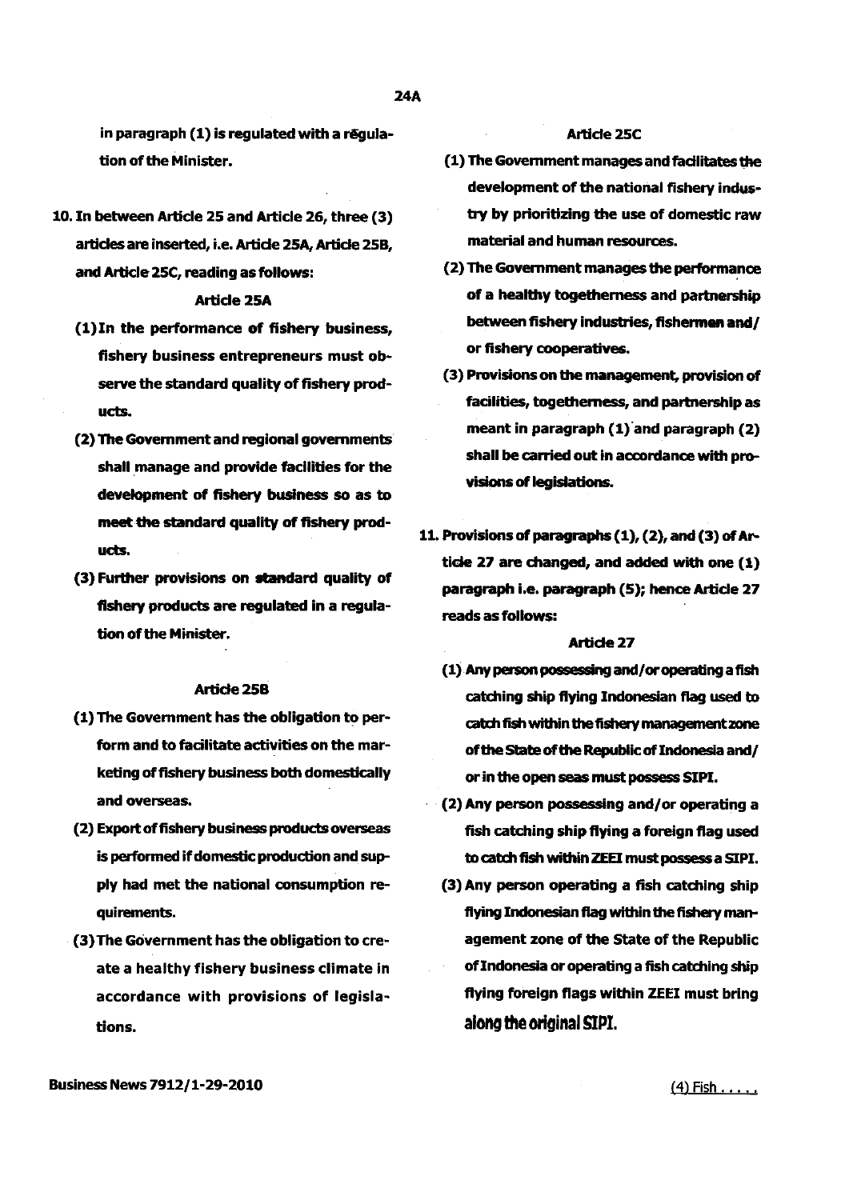in paragraph (1) is regulated with a regulation of the Minister.

10. In between Article 25 and Article 26, three (3) articles are inserted, i.e. Article 25A, Article 25B, and Article 25C, reading as follows:

### Article 25A

(1) In the performance of fishery business, fishery business entrepreneurs must observe the standard quality of fishery products.

(2) The Government and regional governments shall manage and provide facilities for the development of fishery business so as to meet the standard quality of fishery products.

(3) Further provisions on standard quality of fishery products are regulated in a regulation of the Minister.

### Article 25B

(1) The Government has the obligation to perform and to facilitate activities on the marketing of fishery business both domestically and overseas.

(2) Export of fishery business products overseas is performed if domestic production and supply had met the national consumption requirements.

(3) The Government has the obligation to create a healthy fishery business climate in accordance with provisions of legislations.

### Article 25C

(1) The Government manages and facilitates the development of the national fishery industry by prioritizing the use of domestic raw material and human resources.

(2) The Government manages the performance of a healthy togetherness and partnership between fishery industries, fishermen and/or fishery cooperatives.

(3) Provisions on the management, provision of facilities, togetherness, and partnership as meant in paragraph (1) and paragraph (2) shall be carried out in accordance with provisions of legislations.

11. Provisions of paragraphs (1), (2), and (3) of Article 27 are changed, and added with one (1) paragraph i.e. paragraph (5); hence Article 27 reads as follows:

### Article 27

(1) Any person possessing and/or operating a fish catching ship flying Indonesian flag used to catch fish within the fishery management zone of the State of the Republic of Indonesia and/or in the open seas must possess SIPI.

(2) Any person possessing and/or operating a fish catching ship flying a foreign flag used to catch fish within ZEEI must possess a SIPI.

(3) Any person operating a fish catching ship flying Indonesian flag within the fishery management zone of the State of the Republic of Indonesia or operating a fish catching ship flying foreign flags within ZEEI must bring along the original SIPI.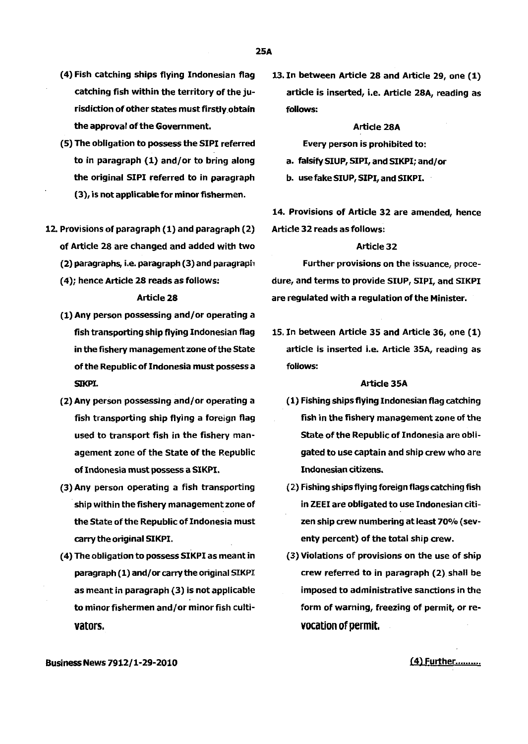(4) Fish catching ships flying Indonesian flag catching fish within the territory of the jurisdiction of other states must firstly obtain the approval of the Government.

(5) The obligation to possess the SIPI referred to in paragraph (1) and/or to bring along the original SIPI referred to in paragraph (3), is not applicable for minor fishermen.

12. Provisions of paragraph (1) and paragraph (2) of Article 28 are changed and added with two (2) paragraphs, i.e. paragraph (3) and paragraph (4); hence Article 28 reads as follows:

**Article 28**

(1) Any person possessing and/or operating a fish transporting ship flying Indonesian flag in the fishery management zone of the State of the Republic of Indonesia must possess a SIKPI.

(2) Any person possessing and/or operating a fish transporting ship flying a foreign flag used to transport fish in the fishery management zone of the State of the Republic of Indonesia must possess a SIKPI.

(3) Any person operating a fish transporting ship within the fishery management zone of the State of the Republic of Indonesia must carry the original SIKPI.

(4) The obligation to possess SIKPI as meant in paragraph (1) and/or carry the original SIKPI as meant in paragraph (3) is not applicable to minor fishermen and/or minor fish cultivators.

13. In between Article 28 and Article 29, one (1) article is inserted, i.e. Article 28A, reading as follows:

**Article 28A**

Every person is prohibited to:

a. falsify SIUP, SIPI, and SIKPI; and/or
b. use fake SIUP, SIPI, and SIKPI.

14. Provisions of Article 32 are amended, hence Article 32 reads as follows:

**Article 32**

Further provisions on the issuance, procedure, and terms to provide SIUP, SIPI, and SIKPI are regulated with a regulation of the Minister.

15. In between Article 35 and Article 36, one (1) article is inserted i.e. Article 35A, reading as follows:

**Article 35A**

(1) Fishing ships flying Indonesian flag catching fish in the fishery management zone of the State of the Republic of Indonesia are obligated to use captain and ship crew who are Indonesian citizens.

(2) Fishing ships flying foreign flags catching fish in ZEEI are obligated to use Indonesian citizen ship crew numbering at least 70% (seventy percent) of the total ship crew.

(3) Violations of provisions on the use of ship crew referred to in paragraph (2) shall be imposed to administrative sanctions in the form of warning, freezing of permit, or revocation of permit.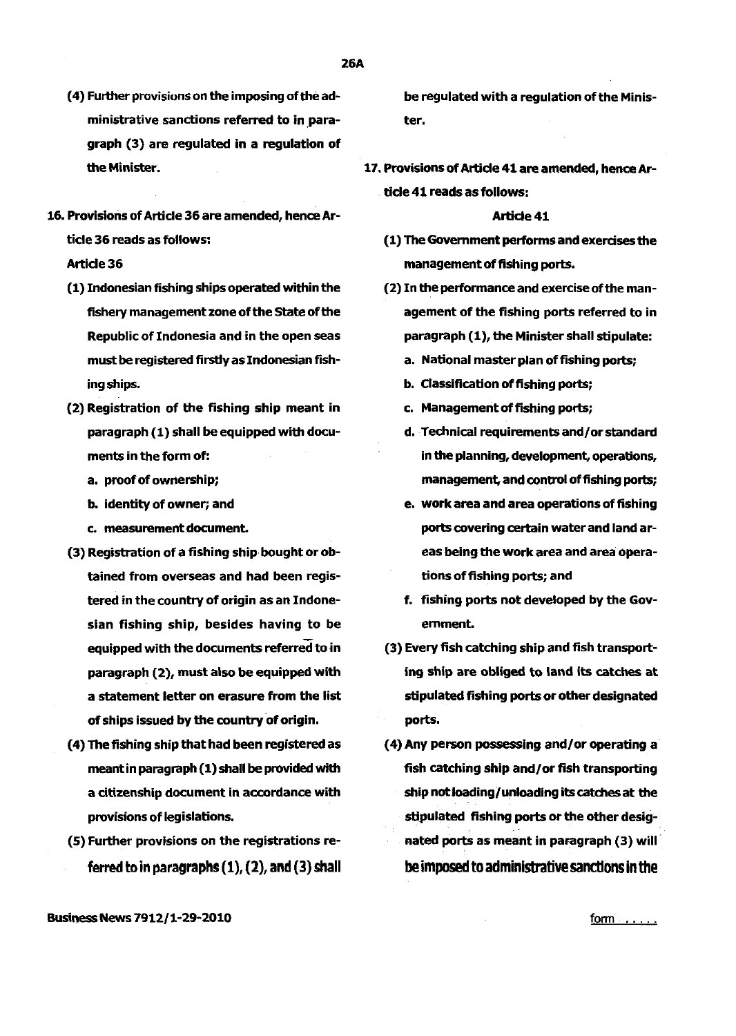(4) Further provisions on the imposing of the administrative sanctions referred to in paragraph (3) are regulated in a regulation of the Minister.

16. Provisions of Article 36 are amended, hence Article 36 reads as follows:

**Article 36**

(1) Indonesian fishing ships operated within the fishery management zone of the State of the Republic of Indonesia and in the open seas must be registered firstly as Indonesian fishing ships.

(2) Registration of the fishing ship meant in paragraph (1) shall be equipped with documents in the form of:

a. proof of ownership;

b. identity of owner; and

c. measurement document.

(3) Registration of a fishing ship bought or obtained from overseas and had been registered in the country of origin as an Indonesian fishing ship, besides having to be equipped with the documents referred to in paragraph (2), must also be equipped with a statement letter on erasure from the list of ships issued by the country of origin.

(4) The fishing ship that had been registered as meant in paragraph (1) shall be provided with a citizenship document in accordance with provisions of legislations.

(5) Further provisions on the registrations referred to in paragraphs (1), (2), and (3) shall be regulated with a regulation of the Minister.

17. Provisions of Article 41 are amended, hence Article 41 reads as follows:

**Article 41**

(1) The Government performs and exercises the management of fishing ports.

(2) In the performance and exercise of the management of the fishing ports referred to in paragraph (1), the Minister shall stipulate:

a. National master plan of fishing ports;

b. Classification of fishing ports;

c. Management of fishing ports;

d. Technical requirements and/or standard in the planning, development, operations, management, and control of fishing ports;

e. work area and area operations of fishing ports covering certain water and land areas being the work area and area operations of fishing ports; and

f. fishing ports not developed by the Government.

(3) Every fish catching ship and fish transporting ship are obliged to land its catches at stipulated fishing ports or other designated ports.

(4) Any person possessing and/or operating a fish catching ship and/or fish transporting ship not loading/unloading its catches at the stipulated fishing ports or the other designated ports as meant in paragraph (3) will be imposed to administrative sanctions in the form .....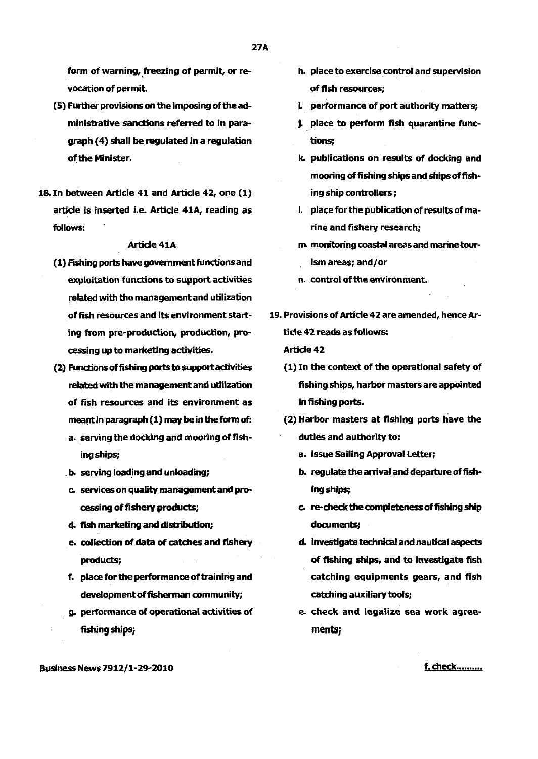form of warning, freezing of permit, or revocation of permit.

(5) Further provisions on the imposing of the administrative sanctions referred to in paragraph (4) shall be regulated in a regulation of the Minister.

18. In between Article 41 and Article 42, one (1) article is inserted i.e. Article 41A, reading as follows:

Article 41A

(1) Fishing ports have government functions and exploitation functions to support activities related with the management and utilization of fish resources and its environment starting from pre-production, production, processing up to marketing activities.

(2) Functions of fishing ports to support activities related with the management and utilization of fish resources and its environment as meant in paragraph (1) may be in the form of:

a. serving the docking and mooring of fishing ships;

b. serving loading and unloading;

c. services on quality management and processing of fishery products;

d. fish marketing and distribution;

e. collection of data of catches and fishery products;

f. place for the performance of training and development of fisherman community;

g. performance of operational activities of fishing ships;

h. place to exercise control and supervision of fish resources;

i. performance of port authority matters;

j. place to perform fish quarantine functions;

k. publications on results of docking and mooring of fishing ships and ships of fishing ship controllers;

l. place for the publication of results of marine and fishery research;

m. monitoring coastal areas and marine tourism areas; and/or

n. control of the environment.

19. Provisions of Article 42 are amended, hence Article 42 reads as follows:

Article 42

(1) In the context of the operational safety of fishing ships, harbor masters are appointed in fishing ports.

(2) Harbor masters at fishing ports have the duties and authority to:

a. issue Sailing Approval Letter;

b. regulate the arrival and departure of fishing ships;

c. re-check the completeness of fishing ship documents;

d. investigate technical and nautical aspects of fishing ships, and to investigate fish catching equipments gears, and fish catching auxiliary tools;

e. check and legalize sea work agreements;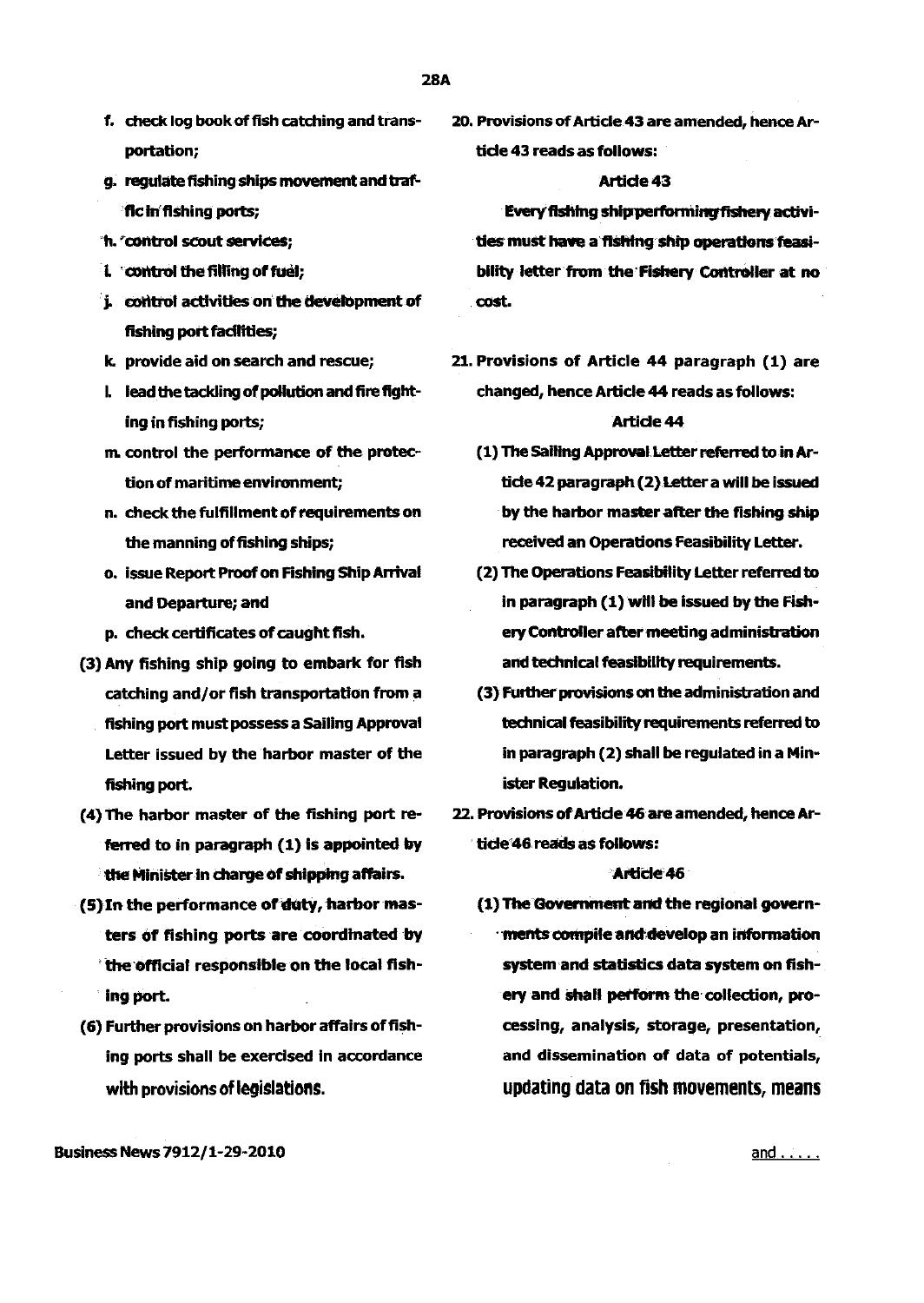f. check log book of fish catching and transportation;

g. regulate fishing ships movement and traffic in fishing ports;

h. control scout services;

i. control the filling of fuel;

j. control activities on the development of fishing port facilities;

k. provide aid on search and rescue;

l. lead the tackling of pollution and fire fighting in fishing ports;

m. control the performance of the protection of maritime environment;

n. check the fulfillment of requirements on the manning of fishing ships;

o. issue Report Proof on Fishing Ship Arrival and Departure; and

p. check certificates of caught fish.

(3) Any fishing ship going to embark for fish catching and/or fish transportation from a fishing port must possess a Sailing Approval Letter issued by the harbor master of the fishing port.

(4) The harbor master of the fishing port referred to in paragraph (1) is appointed by the Minister in charge of shipping affairs.

(5) In the performance of duty, harbor masters of fishing ports are coordinated by the official responsible on the local fishing port.

(6) Further provisions on harbor affairs of fishing ports shall be exercised in accordance with provisions of legislations.

20. Provisions of Article 43 are amended, hence Article 43 reads as follows:

**Article 43**

Every fishing ship performing fishery activities must have a fishing ship operations feasibility letter from the Fishery Controller at no cost.

21. Provisions of Article 44 paragraph (1) are changed, hence Article 44 reads as follows:

**Article 44**

(1) The Sailing Approval Letter referred to in Article 42 paragraph (2) Letter a will be issued by the harbor master after the fishing ship received an Operations Feasibility Letter.

(2) The Operations Feasibility Letter referred to in paragraph (1) will be issued by the Fishery Controller after meeting administration and technical feasibility requirements.

(3) Further provisions on the administration and technical feasibility requirements referred to in paragraph (2) shall be regulated in a Minister Regulation.

22. Provisions of Article 46 are amended, hence Article 46 reads as follows:

**Article 46**

(1) The Government and the regional governments compile and develop an information system and statistics data system on fishery and shall perform the collection, processing, analysis, storage, presentation, and dissemination of data of potentials, updating data on fish movements, means

and . . . . .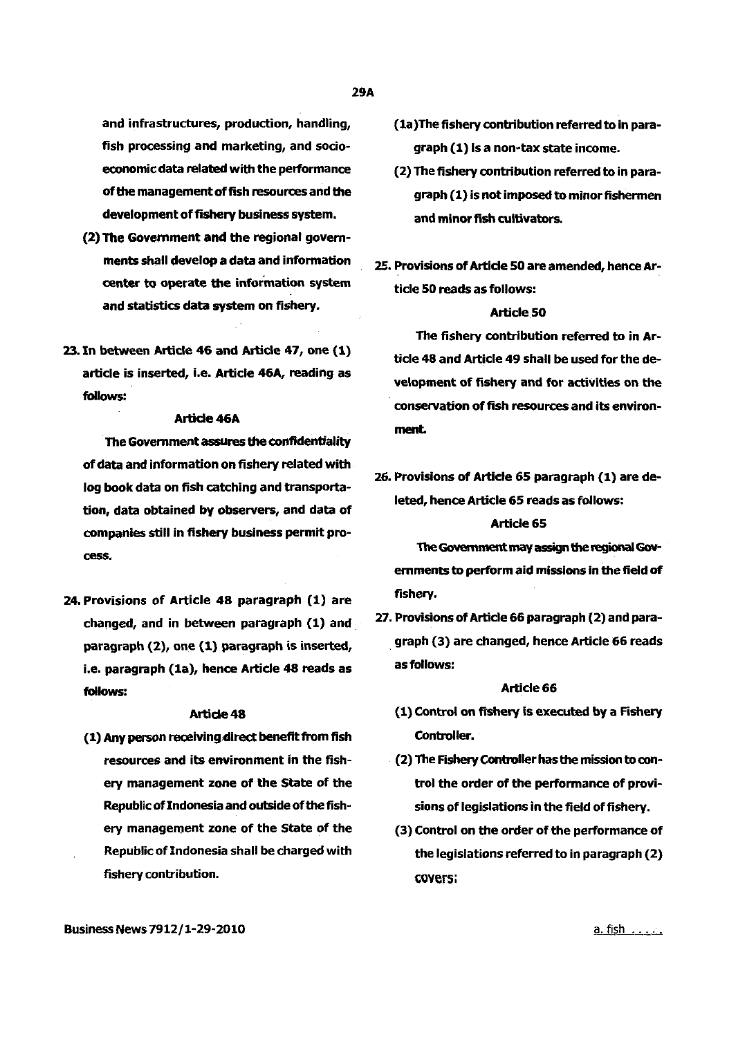and infrastructures, production, handling, fish processing and marketing, and socio-economic data related with the performance of the management of fish resources and the development of fishery business system.

(2) The Government and the regional governments shall develop a data and information center to operate the information system and statistics data system on fishery.

23. In between Article 46 and Article 47, one (1) article is inserted, i.e. Article 46A, reading as follows:

**Article 46A**

The Government assures the confidentiality of data and information on fishery related with log book data on fish catching and transportation, data obtained by observers, and data of companies still in fishery business permit process.

24. Provisions of Article 48 paragraph (1) are changed, and in between paragraph (1) and paragraph (2), one (1) paragraph is inserted, i.e. paragraph (1a), hence Article 48 reads as follows:

**Article 48**

(1) Any person receiving direct benefit from fish resources and its environment in the fishery management zone of the State of the Republic of Indonesia and outside of the fishery management zone of the State of the Republic of Indonesia shall be charged with fishery contribution.

(1a) The fishery contribution referred to in paragraph (1) is a non-tax state income.

(2) The fishery contribution referred to in paragraph (1) is not imposed to minor fishermen and minor fish cultivators.

25. Provisions of Article 50 are amended, hence Article 50 reads as follows:

**Article 50**

The fishery contribution referred to in Article 48 and Article 49 shall be used for the development of fishery and for activities on the conservation of fish resources and its environment.

26. Provisions of Article 65 paragraph (1) are deleted, hence Article 65 reads as follows:

**Article 65**

The Government may assign the regional Governments to perform aid missions in the field of fishery.

27. Provisions of Article 66 paragraph (2) and paragraph (3) are changed, hence Article 66 reads as follows:

**Article 66**

(1) Control on fishery is executed by a Fishery Controller.

(2) The Fishery Controller has the mission to control the order of the performance of provisions of legislations in the field of fishery.

(3) Control on the order of the performance of the legislations referred to in paragraph (2) covers: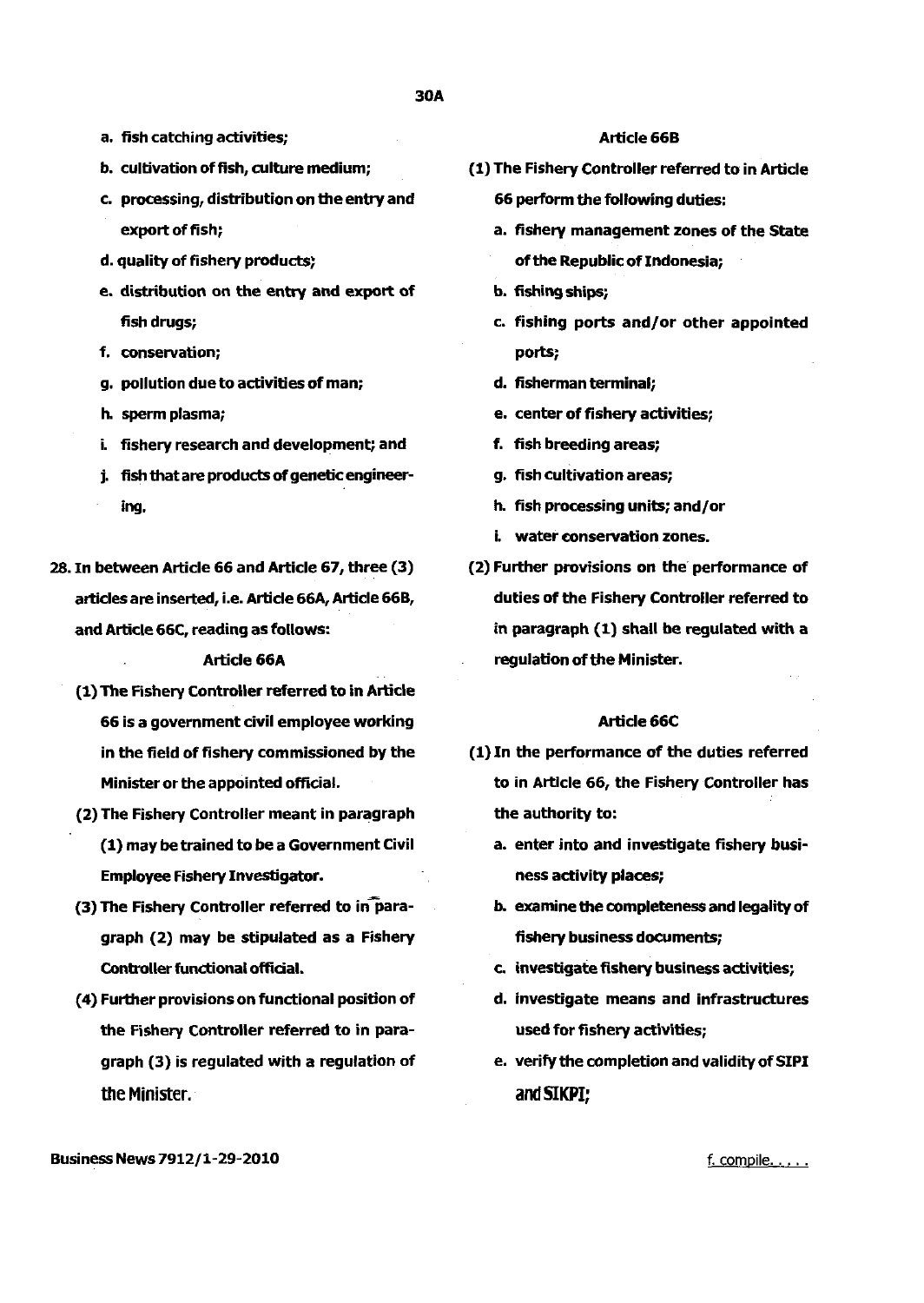a. fish catching activities;

b. cultivation of fish, culture medium;

c. processing, distribution on the entry and export of fish;

d. quality of fishery products;

e. distribution on the entry and export of fish drugs;

f. conservation;

g. pollution due to activities of man;

h. sperm plasma;

i. fishery research and development; and

j. fish that are products of genetic engineering.

28. In between Article 66 and Article 67, three (3) articles are inserted, i.e. Article 66A, Article 66B, and Article 66C, reading as follows:

**Article 66A**

(1) The Fishery Controller referred to in Article 66 is a government civil employee working in the field of fishery commissioned by the Minister or the appointed official.

(2) The Fishery Controller meant in paragraph (1) may be trained to be a Government Civil Employee Fishery Investigator.

(3) The Fishery Controller referred to in paragraph (2) may be stipulated as a Fishery Controller functional official.

(4) Further provisions on functional position of the Fishery Controller referred to in paragraph (3) is regulated with a regulation of the Minister.

**Article 66B**

(1) The Fishery Controller referred to in Article 66 perform the following duties:

a. fishery management zones of the State of the Republic of Indonesia;

b. fishing ships;

c. fishing ports and/or other appointed ports;

d. fisherman terminal;

e. center of fishery activities;

f. fish breeding areas;

g. fish cultivation areas;

h. fish processing units; and/or

i. water conservation zones.

(2) Further provisions on the performance of duties of the Fishery Controller referred to in paragraph (1) shall be regulated with a regulation of the Minister.

**Article 66C**

(1) In the performance of the duties referred to in Article 66, the Fishery Controller has the authority to:

a. enter into and investigate fishery business activity places;

b. examine the completeness and legality of fishery business documents;

c. investigate fishery business activities;

d. investigate means and infrastructures used for fishery activities;

e. verify the completion and validity of SIPI and SIKPI;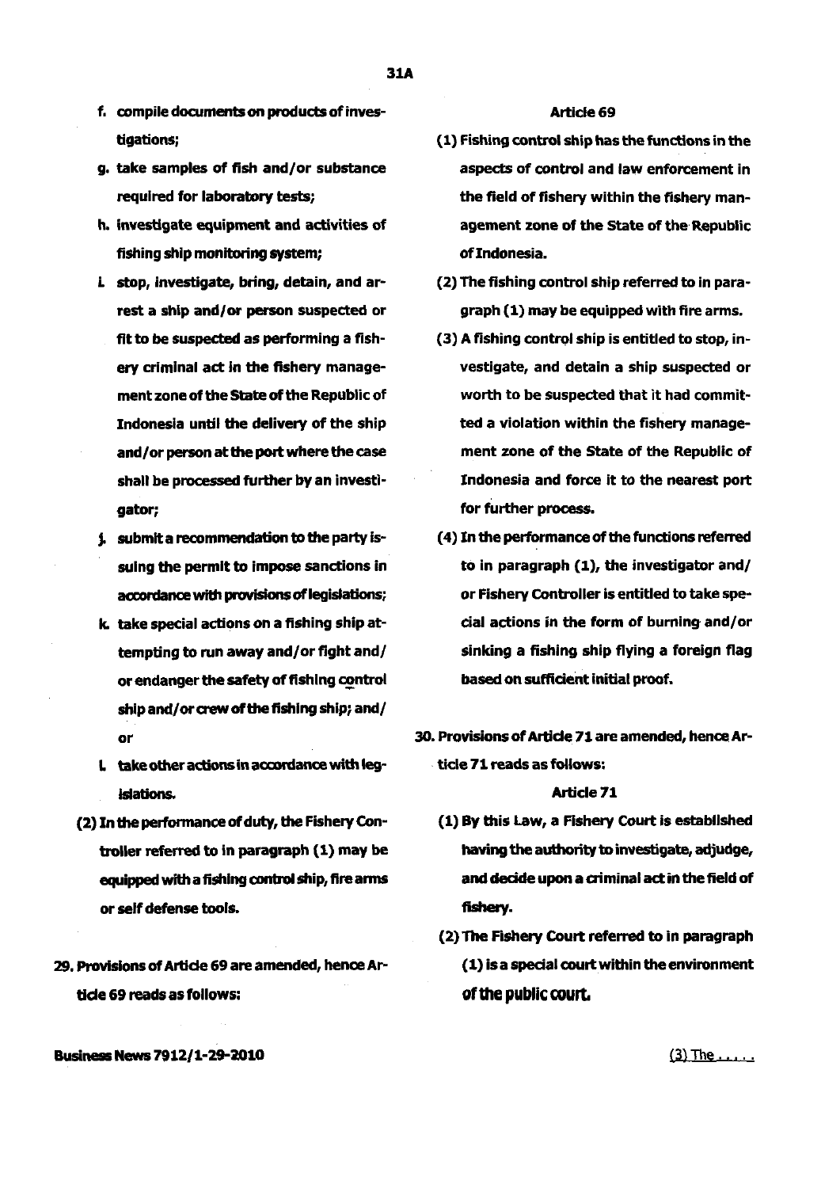f. compile documents on products of investigations;

g. take samples of fish and/or substance required for laboratory tests;

h. investigate equipment and activities of fishing ship monitoring system;

i. stop, investigate, bring, detain, and arrest a ship and/or person suspected or fit to be suspected as performing a fishery criminal act in the fishery management zone of the State of the Republic of Indonesia until the delivery of the ship and/or person at the port where the case shall be processed further by an investigator;

j. submit a recommendation to the party issuing the permit to impose sanctions in accordance with provisions of legislations;

k. take special actions on a fishing ship attempting to run away and/or fight and/or endanger the safety of fishing control ship and/or crew of the fishing ship; and/or

l. take other actions in accordance with legislations.

(2) In the performance of duty, the Fishery Controller referred to in paragraph (1) may be equipped with a fishing control ship, fire arms or self defense tools.

29. Provisions of Article 69 are amended, hence Article 69 reads as follows:

**Article 69**

(1) Fishing control ship has the functions in the aspects of control and law enforcement in the field of fishery within the fishery management zone of the State of the Republic of Indonesia.

(2) The fishing control ship referred to in paragraph (1) may be equipped with fire arms.

(3) A fishing control ship is entitled to stop, investigate, and detain a ship suspected or worth to be suspected that it had committed a violation within the fishery management zone of the State of the Republic of Indonesia and force it to the nearest port for further process.

(4) In the performance of the functions referred to in paragraph (1), the investigator and/or Fishery Controller is entitled to take special actions in the form of burning and/or sinking a fishing ship flying a foreign flag based on sufficient initial proof.

30. Provisions of Article 71 are amended, hence Article 71 reads as follows:

**Article 71**

(1) By this Law, a Fishery Court is established having the authority to investigate, adjudge, and decide upon a criminal act in the field of fishery.

(2) The Fishery Court referred to in paragraph (1) is a special court within the environment of the public court.

(3) The . . . . .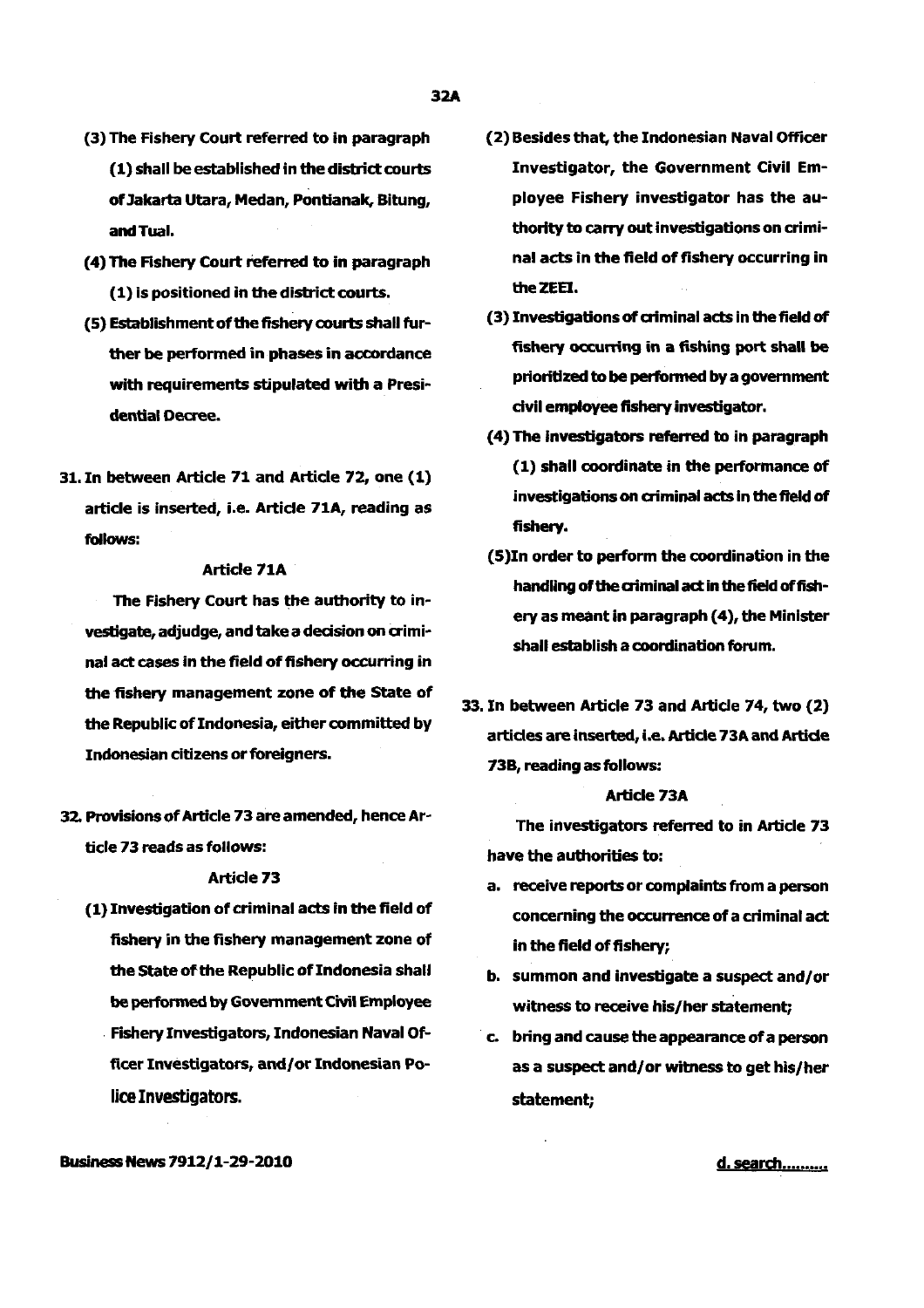(3) The Fishery Court referred to in paragraph (1) shall be established in the district courts of Jakarta Utara, Medan, Pontianak, Bitung, and Tual.

(4) The Fishery Court referred to in paragraph (1) is positioned in the district courts.

(5) Establishment of the fishery courts shall further be performed in phases in accordance with requirements stipulated with a Presidential Decree.

31. In between Article 71 and Article 72, one (1) article is inserted, i.e. Article 71A, reading as follows:

### Article 71A

The Fishery Court has the authority to investigate, adjudge, and take a decision on criminal act cases in the field of fishery occurring in the fishery management zone of the State of the Republic of Indonesia, either committed by Indonesian citizens or foreigners.

32. Provisions of Article 73 are amended, hence Article 73 reads as follows:

### Article 73

(1) Investigation of criminal acts in the field of fishery in the fishery management zone of the State of the Republic of Indonesia shall be performed by Government Civil Employee Fishery Investigators, Indonesian Naval Officer Investigators, and/or Indonesian Police Investigators.

(2) Besides that, the Indonesian Naval Officer Investigator, the Government Civil Employee Fishery investigator has the authority to carry out investigations on criminal acts in the field of fishery occurring in the ZEEI.

(3) Investigations of criminal acts in the field of fishery occurring in a fishing port shall be prioritized to be performed by a government civil employee fishery investigator.

(4) The investigators referred to in paragraph (1) shall coordinate in the performance of investigations on criminal acts in the field of fishery.

(5) In order to perform the coordination in the handling of the criminal act in the field of fishery as meant in paragraph (4), the Minister shall establish a coordination forum.

33. In between Article 73 and Article 74, two (2) articles are inserted, i.e. Article 73A and Article 73B, reading as follows:

### Article 73A

The investigators referred to in Article 73 have the authorities to:

a. receive reports or complaints from a person concerning the occurrence of a criminal act in the field of fishery;

b. summon and investigate a suspect and/or witness to receive his/her statement;

c. bring and cause the appearance of a person as a suspect and/or witness to get his/her statement;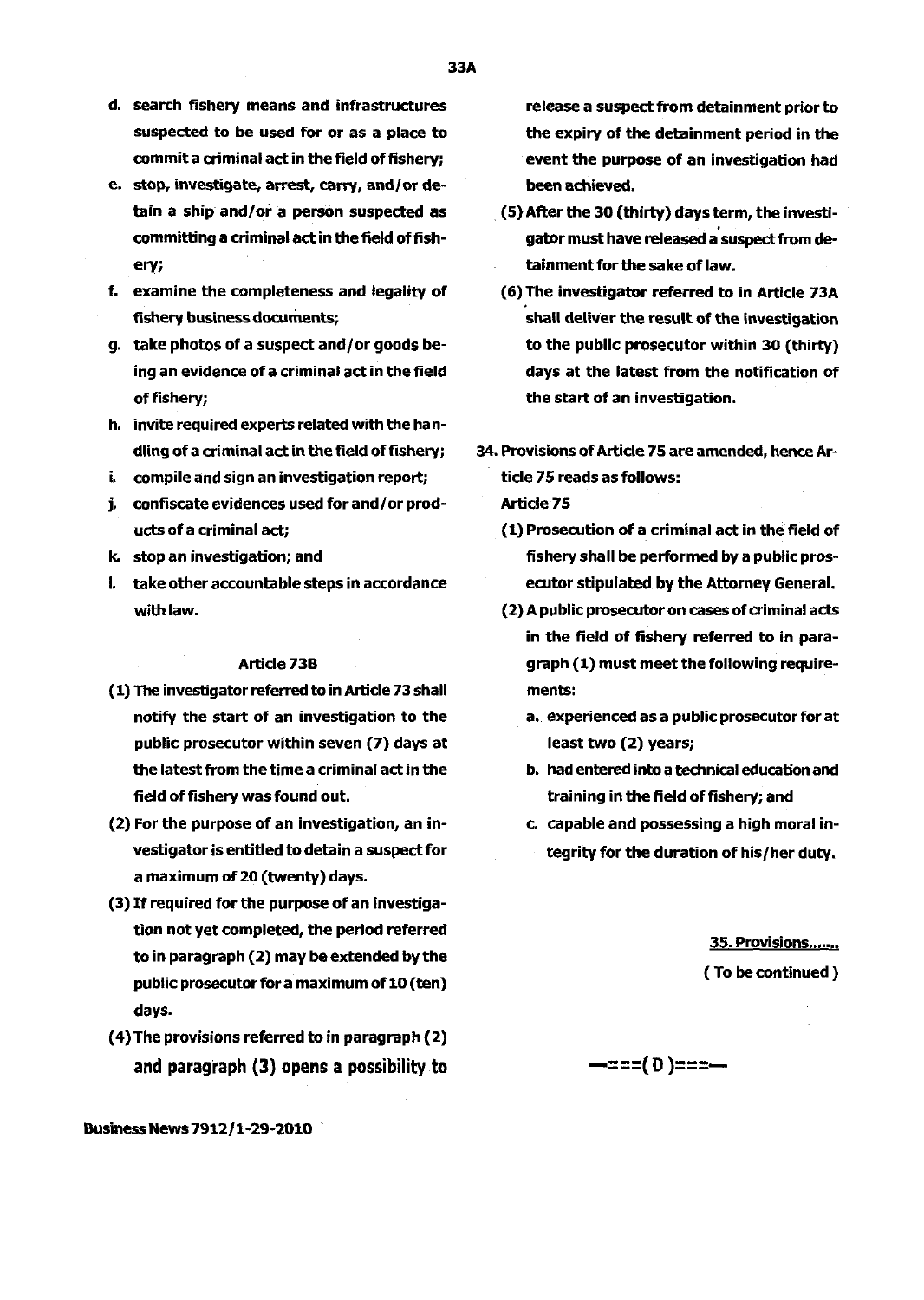d. search fishery means and infrastructures suspected to be used for or as a place to commit a criminal act in the field of fishery;
e. stop, investigate, arrest, carry, and/or detain a ship and/or a person suspected as committing a criminal act in the field of fishery;
f. examine the completeness and legality of fishery business documents;
g. take photos of a suspect and/or goods being an evidence of a criminal act in the field of fishery;
h. invite required experts related with the handling of a criminal act in the field of fishery;
i. compile and sign an investigation report;
j. confiscate evidences used for and/or products of a criminal act;
k. stop an investigation; and
l. take other accountable steps in accordance with law.

#### Article 73B

(1) The investigator referred to in Article 73 shall notify the start of an investigation to the public prosecutor within seven (7) days at the latest from the time a criminal act in the field of fishery was found out.

(2) For the purpose of an investigation, an investigator is entitled to detain a suspect for a maximum of 20 (twenty) days.

(3) If required for the purpose of an investigation not yet completed, the period referred to in paragraph (2) may be extended by the public prosecutor for a maximum of 10 (ten) days.

(4) The provisions referred to in paragraph (2) and paragraph (3) opens a possibility to release a suspect from detainment prior to the expiry of the detainment period in the event the purpose of an investigation had been achieved.

(5) After the 30 (thirty) days term, the investigator must have released a suspect from detainment for the sake of law.

(6) The investigator referred to in Article 73A shall deliver the result of the investigation to the public prosecutor within 30 (thirty) days at the latest from the notification of the start of an investigation.

34. Provisions of Article 75 are amended, hence Article 75 reads as follows:

#### Article 75

(1) Prosecution of a criminal act in the field of fishery shall be performed by a public prosecutor stipulated by the Attorney General.

(2) A public prosecutor on cases of criminal acts in the field of fishery referred to in paragraph (1) must meet the following requirements:
   a. experienced as a public prosecutor for at least two (2) years;
   b. had entered into a technical education and training in the field of fishery; and
   c. capable and possessing a high moral integrity for the duration of his/her duty.

35. Provisions.......

( To be continued )

—===( D )===—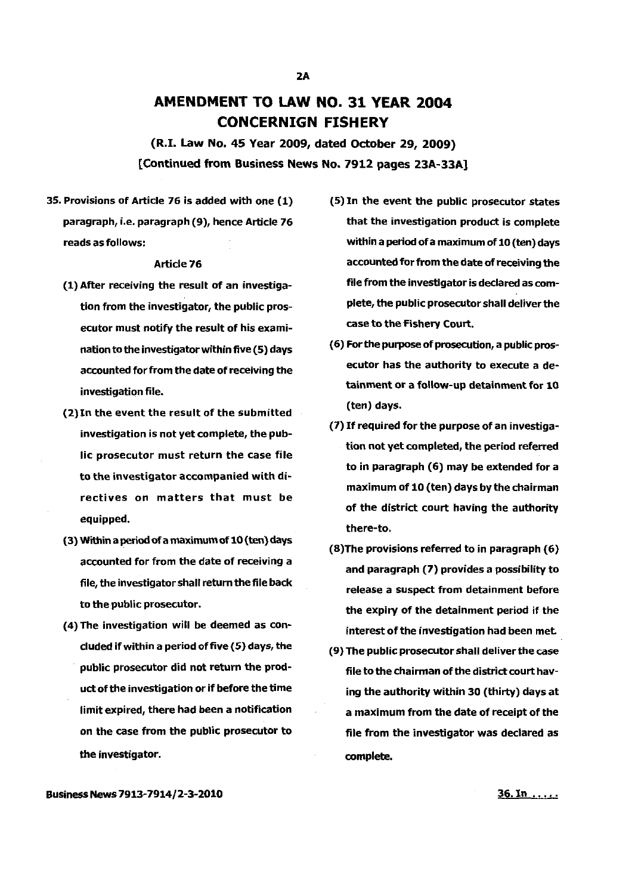# AMENDMENT TO LAW NO. 31 YEAR 2004 CONCERNIGN FISHERY

**(R.I. Law No. 45 Year 2009, dated October 29, 2009)**

**[Continued from Business News No. 7912 pages 23A-33A]**

**35. Provisions of Article 76 is added with one (1) paragraph, i.e. paragraph (9), hence Article 76 reads as follows:**

**Article 76**

**(1) After receiving the result of an investigation from the investigator, the public prosecutor must notify the result of his examination to the investigator within five (5) days accounted for from the date of receiving the investigation file.**

**(2) In the event the result of the submitted investigation is not yet complete, the public prosecutor must return the case file to the investigator accompanied with directives on matters that must be equipped.**

**(3) Within a period of a maximum of 10 (ten) days accounted for from the date of receiving a file, the investigator shall return the file back to the public prosecutor.**

**(4) The investigation will be deemed as concluded if within a period of five (5) days, the public prosecutor did not return the product of the investigation or if before the time limit expired, there had been a notification on the case from the public prosecutor to the investigator.**

**(5) In the event the public prosecutor states that the investigation product is complete within a period of a maximum of 10 (ten) days accounted for from the date of receiving the file from the investigator is declared as complete, the public prosecutor shall deliver the case to the Fishery Court.**

**(6) For the purpose of prosecution, a public prosecutor has the authority to execute a detainment or a follow-up detainment for 10 (ten) days.**

**(7) If required for the purpose of an investigation not yet completed, the period referred to in paragraph (6) may be extended for a maximum of 10 (ten) days by the chairman of the district court having the authority there-to.**

**(8) The provisions referred to in paragraph (6) and paragraph (7) provides a possibility to release a suspect from detainment before the expiry of the detainment period if the interest of the investigation had been met.**

**(9) The public prosecutor shall deliver the case file to the chairman of the district court having the authority within 30 (thirty) days at a maximum from the date of receipt of the file from the investigator was declared as complete.**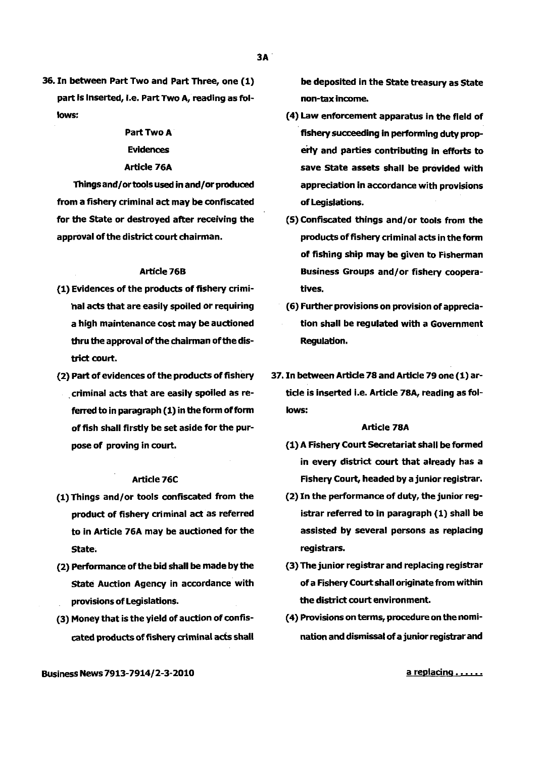36. In between Part Two and Part Three, one (1) part is inserted, i.e. Part Two A, reading as follows:

### Part Two A

### Evidences

### Article 76A

Things and/or tools used in and/or produced from a fishery criminal act may be confiscated for the State or destroyed after receiving the approval of the district court chairman.

### Article 76B

(1) Evidences of the products of fishery criminal acts that are easily spoiled or requiring a high maintenance cost may be auctioned thru the approval of the chairman of the district court.

(2) Part of evidences of the products of fishery criminal acts that are easily spoiled as referred to in paragraph (1) in the form of form of fish shall firstly be set aside for the purpose of proving in court.

### Article 76C

(1) Things and/or tools confiscated from the product of fishery criminal act as referred to in Article 76A may be auctioned for the State.

(2) Performance of the bid shall be made by the State Auction Agency in accordance with provisions of Legislations.

(3) Money that is the yield of auction of confiscated products of fishery criminal acts shall be deposited in the State treasury as State non-tax income.

(4) Law enforcement apparatus in the field of fishery succeeding in performing duty properly and parties contributing in efforts to save State assets shall be provided with appreciation in accordance with provisions of Legislations.

(5) Confiscated things and/or tools from the products of fishery criminal acts in the form of fishing ship may be given to Fisherman Business Groups and/or fishery cooperatives.

(6) Further provisions on provision of appreciation shall be regulated with a Government Regulation.

37. In between Article 78 and Article 79 one (1) article is inserted i.e. Article 78A, reading as follows:

### Article 78A

(1) A Fishery Court Secretariat shall be formed in every district court that already has a Fishery Court, headed by a junior registrar.

(2) In the performance of duty, the junior registrar referred to in paragraph (1) shall be assisted by several persons as replacing registrars.

(3) The junior registrar and replacing registrar of a Fishery Court shall originate from within the district court environment.

(4) Provisions on terms, procedure on the nomination and dismissal of a junior registrar and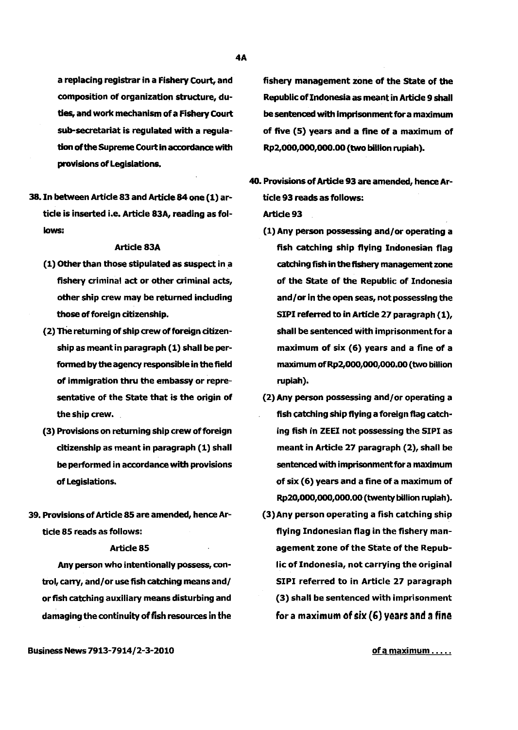a replacing registrar in a Fishery Court, and composition of organization structure, duties, and work mechanism of a Fishery Court sub-secretariat is regulated with a regulation of the Supreme Court in accordance with provisions of Legislations.

38. In between Article 83 and Article 84 one (1) article is inserted i.e. Article 83A, reading as follows:

**Article 83A**

(1) Other than those stipulated as suspect in a fishery criminal act or other criminal acts, other ship crew may be returned including those of foreign citizenship.

(2) The returning of ship crew of foreign citizenship as meant in paragraph (1) shall be performed by the agency responsible in the field of immigration thru the embassy or representative of the State that is the origin of the ship crew.

(3) Provisions on returning ship crew of foreign citizenship as meant in paragraph (1) shall be performed in accordance with provisions of Legislations.

39. Provisions of Article 85 are amended, hence Article 85 reads as follows:

**Article 85**

Any person who intentionally possess, control, carry, and/or use fish catching means and/or fish catching auxiliary means disturbing and damaging the continuity of fish resources in the fishery management zone of the State of the Republic of Indonesia as meant in Article 9 shall be sentenced with imprisonment for a maximum of five (5) years and a fine of a maximum of Rp2,000,000,000.00 (two billion rupiah).

40. Provisions of Article 93 are amended, hence Article 93 reads as follows:

**Article 93**

(1) Any person possessing and/or operating a fish catching ship flying Indonesian flag catching fish in the fishery management zone of the State of the Republic of Indonesia and/or in the open seas, not possessing the SIPI referred to in Article 27 paragraph (1), shall be sentenced with imprisonment for a maximum of six (6) years and a fine of a maximum of Rp2,000,000,000.00 (two billion rupiah).

(2) Any person possessing and/or operating a fish catching ship flying a foreign flag catching fish in ZEEI not possessing the SIPI as meant in Article 27 paragraph (2), shall be sentenced with imprisonment for a maximum of six (6) years and a fine of a maximum of Rp20,000,000,000.00 (twenty billion rupiah).

(3) Any person operating a fish catching ship flying Indonesian flag in the fishery management zone of the State of the Republic of Indonesia, not carrying the original SIPI referred to in Article 27 paragraph (3) shall be sentenced with imprisonment for a maximum of six (6) years and a fine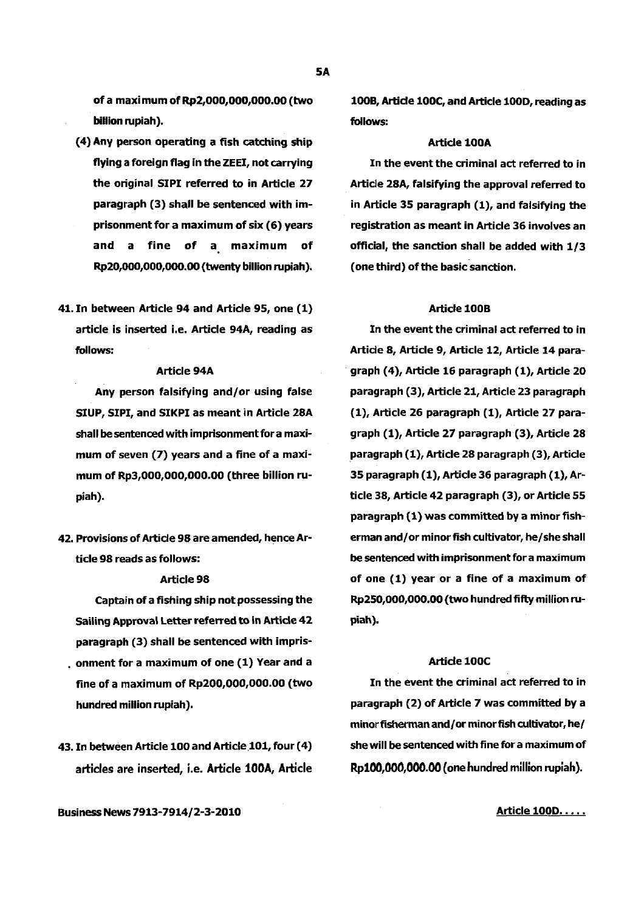of a maximum of Rp2,000,000,000.00 (two billion rupiah).

(4) Any person operating a fish catching ship flying a foreign flag in the ZEEI, not carrying the original SIPI referred to in Article 27 paragraph (3) shall be sentenced with imprisonment for a maximum of six (6) years and a fine of a maximum of Rp20,000,000,000.00 (twenty billion rupiah).

41. In between Article 94 and Article 95, one (1) article is inserted i.e. Article 94A, reading as follows:

**Article 94A**

Any person falsifying and/or using false SIUP, SIPI, and SIKPI as meant in Article 28A shall be sentenced with imprisonment for a maximum of seven (7) years and a fine of a maximum of Rp3,000,000,000.00 (three billion rupiah).

42. Provisions of Article 98 are amended, hence Article 98 reads as follows:

**Article 98**

Captain of a fishing ship not possessing the Sailing Approval Letter referred to in Article 42 paragraph (3) shall be sentenced with imprisonment for a maximum of one (1) Year and a fine of a maximum of Rp200,000,000.00 (two hundred million rupiah).

43. In between Article 100 and Article 101, four (4) articles are inserted, i.e. Article 100A, Article 100B, Article 100C, and Article 100D, reading as follows:

**Article 100A**

In the event the criminal act referred to in Article 28A, falsifying the approval referred to in Article 35 paragraph (1), and falsifying the registration as meant in Article 36 involves an official, the sanction shall be added with 1/3 (one third) of the basic sanction.

**Article 100B**

In the event the criminal act referred to in Article 8, Article 9, Article 12, Article 14 paragraph (4), Article 16 paragraph (1), Article 20 paragraph (3), Article 21, Article 23 paragraph (1), Article 26 paragraph (1), Article 27 paragraph (1), Article 27 paragraph (3), Article 28 paragraph (1), Article 28 paragraph (3), Article 35 paragraph (1), Article 36 paragraph (1), Article 38, Article 42 paragraph (3), or Article 55 paragraph (1) was committed by a minor fisherman and/or minor fish cultivator, he/she shall be sentenced with imprisonment for a maximum of one (1) year or a fine of a maximum of Rp250,000,000.00 (two hundred fifty million rupiah).

**Article 100C**

In the event the criminal act referred to in paragraph (2) of Article 7 was committed by a minor fisherman and/or minor fish cultivator, he/she will be sentenced with fine for a maximum of Rp100,000,000.00 (one hundred million rupiah).

Article 100D.....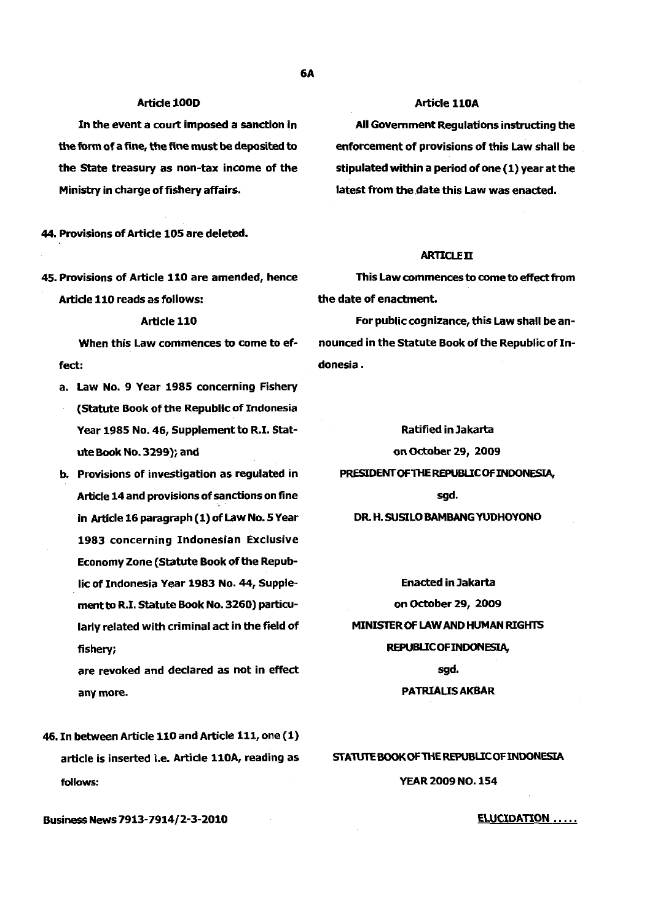### Article 100D

In the event a court imposed a sanction in the form of a fine, the fine must be deposited to the State treasury as non-tax income of the Ministry in charge of fishery affairs.

44. Provisions of Article 105 are deleted.

45. Provisions of Article 110 are amended, hence Article 110 reads as follows:

### Article 110

When this Law commences to come to effect:

a. Law No. 9 Year 1985 concerning Fishery (Statute Book of the Republic of Indonesia Year 1985 No. 46, Supplement to R.I. Statute Book No. 3299); and

b. Provisions of investigation as regulated in Article 14 and provisions of sanctions on fine in Article 16 paragraph (1) of Law No. 5 Year 1983 concerning Indonesian Exclusive Economy Zone (Statute Book of the Republic of Indonesia Year 1983 No. 44, Supplement to R.I. Statute Book No. 3260) particularly related with criminal act in the field of fishery;

are revoked and declared as not in effect any more.

46. In between Article 110 and Article 111, one (1) article is inserted i.e. Article 110A, reading as follows:

### Article 110A

All Government Regulations instructing the enforcement of provisions of this Law shall be stipulated within a period of one (1) year at the latest from the date this Law was enacted.

## ARTICLE II

This Law commences to come to effect from the date of enactment.

For public cognizance, this Law shall be announced in the Statute Book of the Republic of Indonesia.

Ratified in Jakarta
on October 29, 2009
PRESIDENT OF THE REPUBLIC OF INDONESIA,
sgd.
DR. H. SUSILO BAMBANG YUDHOYONO

Enacted in Jakarta
on October 29, 2009
MINISTER OF LAW AND HUMAN RIGHTS
REPUBLIC OF INDONESIA,
sgd.
PATRIALIS AKBAR

STATUTE BOOK OF THE REPUBLIC OF INDONESIA
YEAR 2009 NO. 154

ELUCIDATION .....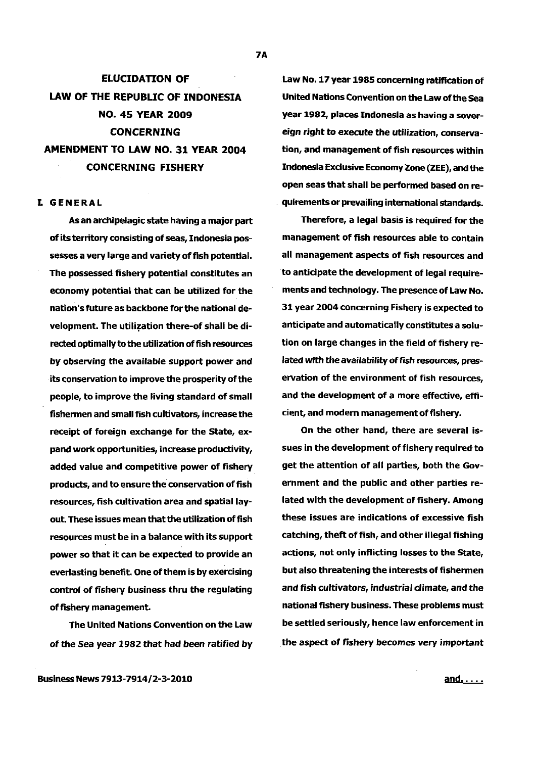# ELUCIDATION OF LAW OF THE REPUBLIC OF INDONESIA NO. 45 YEAR 2009 CONCERNING AMENDMENT TO LAW NO. 31 YEAR 2004 CONCERNING FISHERY

## I. GENERAL

As an archipelagic state having a major part of its territory consisting of seas, Indonesia possesses a very large and variety of fish potential. The possessed fishery potential constitutes an economy potential that can be utilized for the nation's future as backbone for the national development. The utilization there-of shall be directed optimally to the utilization of fish resources by observing the available support power and its conservation to improve the prosperity of the people, to improve the living standard of small fishermen and small fish cultivators, increase the receipt of foreign exchange for the State, expand work opportunities, increase productivity, added value and competitive power of fishery products, and to ensure the conservation of fish resources, fish cultivation area and spatial layout. These issues mean that the utilization of fish resources must be in a balance with its support power so that it can be expected to provide an everlasting benefit. One of them is by exercising control of fishery business thru the regulating of fishery management.

The United Nations Convention on the Law of the Sea year 1982 that had been ratified by Law No. 17 year 1985 concerning ratification of United Nations Convention on the Law of the Sea year 1982, places Indonesia as having a sovereign right to execute the utilization, conservation, and management of fish resources within Indonesia Exclusive Economy Zone (ZEE), and the open seas that shall be performed based on requirements or prevailing international standards.

Therefore, a legal basis is required for the management of fish resources able to contain all management aspects of fish resources and to anticipate the development of legal requirements and technology. The presence of Law No. 31 year 2004 concerning Fishery is expected to anticipate and automatically constitutes a solution on large changes in the field of fishery related with the availability of fish resources, preservation of the environment of fish resources, and the development of a more effective, efficient, and modern management of fishery.

On the other hand, there are several issues in the development of fishery required to get the attention of all parties, both the Government and the public and other parties related with the development of fishery. Among these issues are indications of excessive fish catching, theft of fish, and other illegal fishing actions, not only inflicting losses to the State, but also threatening the interests of fishermen and fish cultivators, industrial climate, and the national fishery business. These problems must be settled seriously, hence law enforcement in the aspect of fishery becomes very important and.....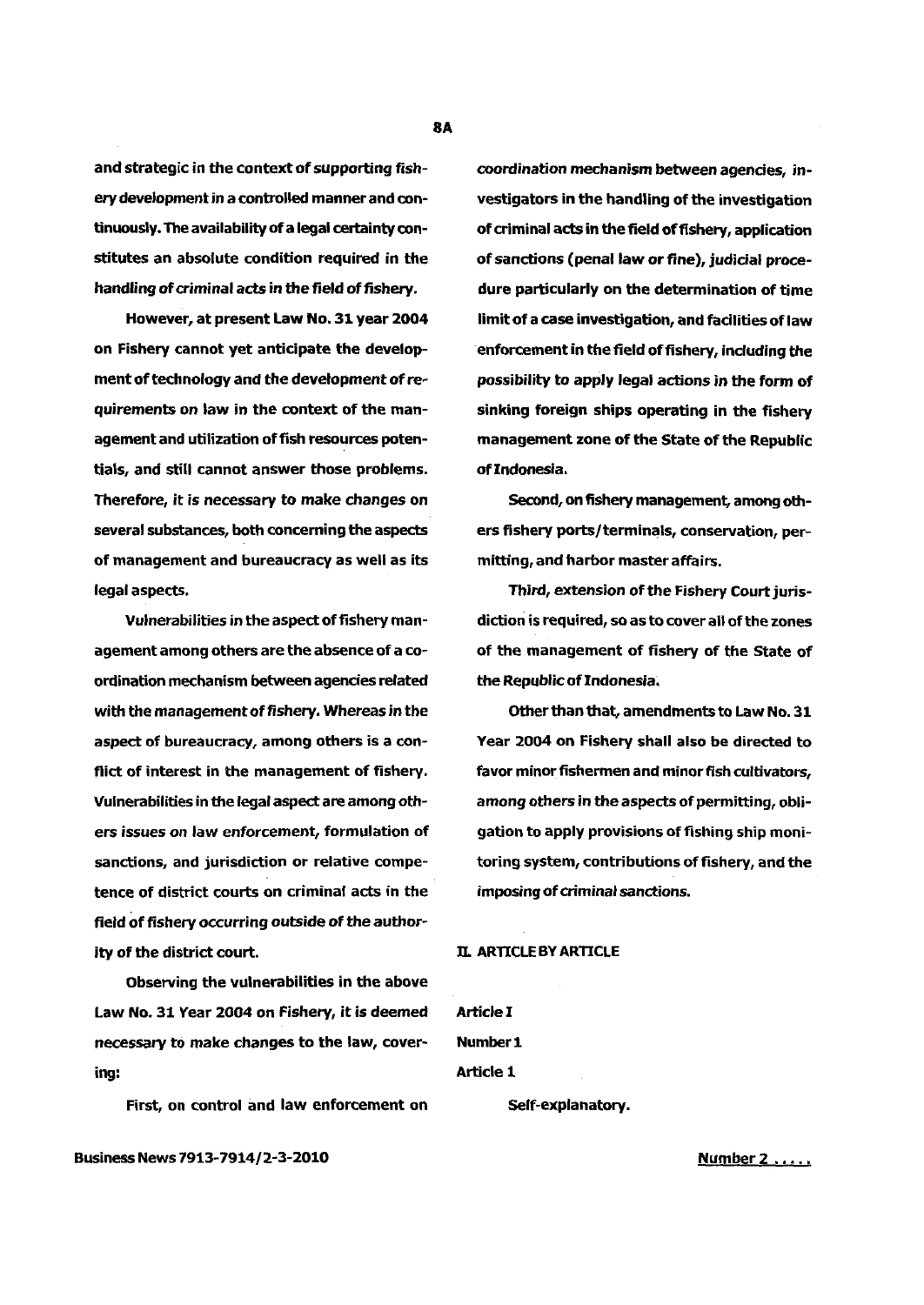and strategic in the context of supporting fishery development in a controlled manner and continuously. The availability of a legal certainty constitutes an absolute condition required in the handling of criminal acts in the field of fishery.

However, at present Law No. 31 year 2004 on Fishery cannot yet anticipate the development of technology and the development of requirements on law in the context of the management and utilization of fish resources potentials, and still cannot answer those problems. Therefore, it is necessary to make changes on several substances, both concerning the aspects of management and bureaucracy as well as its legal aspects.

Vulnerabilities in the aspect of fishery management among others are the absence of a coordination mechanism between agencies related with the management of fishery. Whereas in the aspect of bureaucracy, among others is a conflict of interest in the management of fishery. Vulnerabilities in the legal aspect are among others issues on law enforcement, formulation of sanctions, and jurisdiction or relative competence of district courts on criminal acts in the field of fishery occurring outside of the authority of the district court.

Observing the vulnerabilities in the above Law No. 31 Year 2004 on Fishery, it is deemed necessary to make changes to the law, covering:

First, on control and law enforcement on coordination mechanism between agencies, investigators in the handling of the investigation of criminal acts in the field of fishery, application of sanctions (penal law or fine), judicial procedure particularly on the determination of time limit of a case investigation, and facilities of law enforcement in the field of fishery, including the possibility to apply legal actions in the form of sinking foreign ships operating in the fishery management zone of the State of the Republic of Indonesia.

Second, on fishery management, among others fishery ports/terminals, conservation, permitting, and harbor master affairs.

Third, extension of the Fishery Court jurisdiction is required, so as to cover all of the zones of the management of fishery of the State of the Republic of Indonesia.

Other than that, amendments to Law No. 31 Year 2004 on Fishery shall also be directed to favor minor fishermen and minor fish cultivators, among others in the aspects of permitting, obligation to apply provisions of fishing ship monitoring system, contributions of fishery, and the imposing of criminal sanctions.

## II. ARTICLE BY ARTICLE

**Article I**

**Number 1**

**Article 1**

Self-explanatory.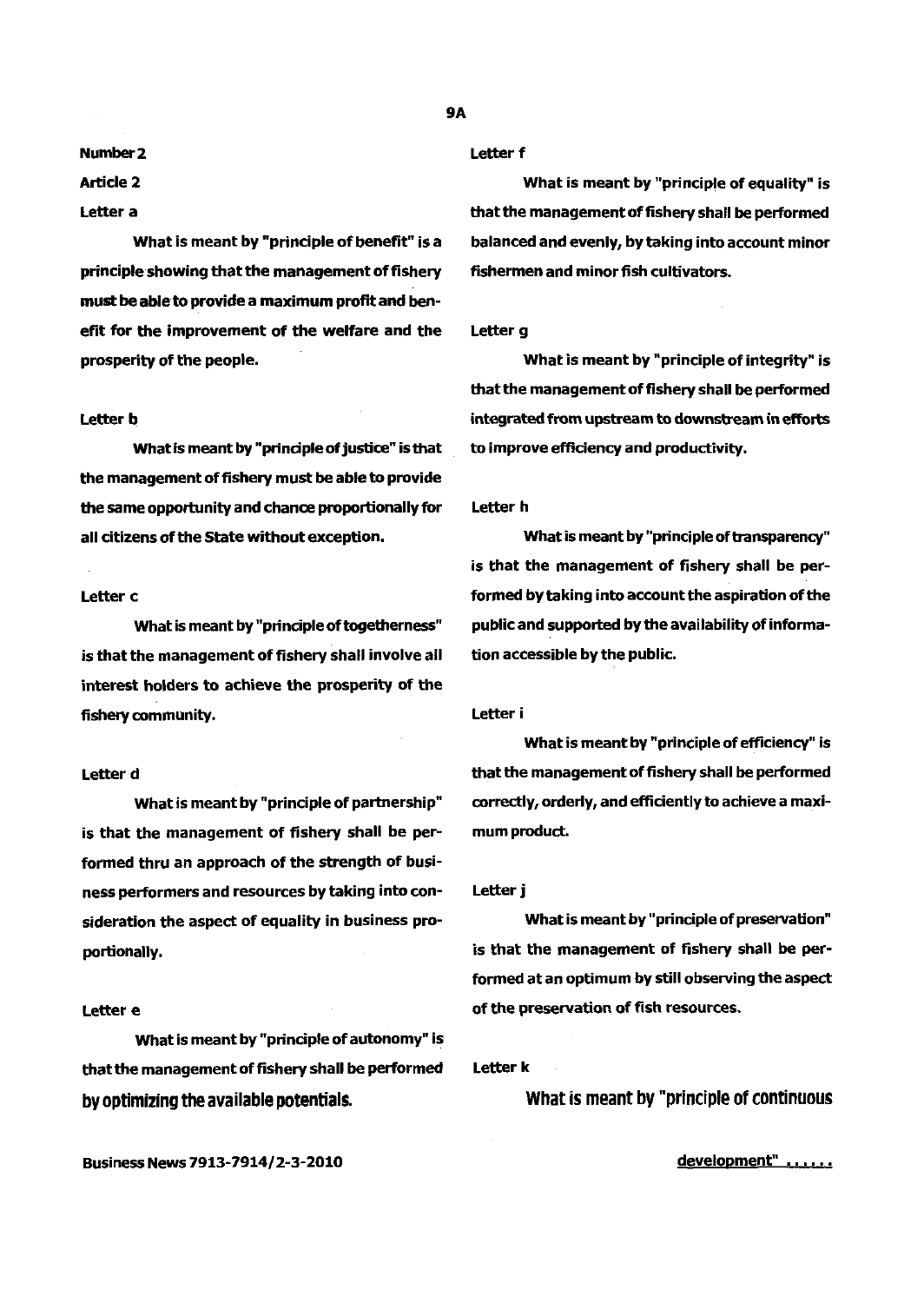**Number 2**

**Article 2**

**Letter a**

What is meant by "principle of benefit" is a principle showing that the management of fishery must be able to provide a maximum profit and benefit for the improvement of the welfare and the prosperity of the people.

**Letter b**

What is meant by "principle of justice" is that the management of fishery must be able to provide the same opportunity and chance proportionally for all citizens of the State without exception.

**Letter c**

What is meant by "principle of togetherness" is that the management of fishery shall involve all interest holders to achieve the prosperity of the fishery community.

**Letter d**

What is meant by "principle of partnership" is that the management of fishery shall be performed thru an approach of the strength of business performers and resources by taking into consideration the aspect of equality in business proportionally.

**Letter e**

What is meant by "principle of autonomy" is that the management of fishery shall be performed by optimizing the available potentials.

**Letter f**

What is meant by "principle of equality" is that the management of fishery shall be performed balanced and evenly, by taking into account minor fishermen and minor fish cultivators.

**Letter g**

What is meant by "principle of integrity" is that the management of fishery shall be performed integrated from upstream to downstream in efforts to improve efficiency and productivity.

**Letter h**

What is meant by "principle of transparency" is that the management of fishery shall be performed by taking into account the aspiration of the public and supported by the availability of information accessible by the public.

**Letter i**

What is meant by "principle of efficiency" is that the management of fishery shall be performed correctly, orderly, and efficiently to achieve a maximum product.

**Letter j**

What is meant by "principle of preservation" is that the management of fishery shall be performed at an optimum by still observing the aspect of the preservation of fish resources.

**Letter k**

What is meant by "principle of continuous development" ......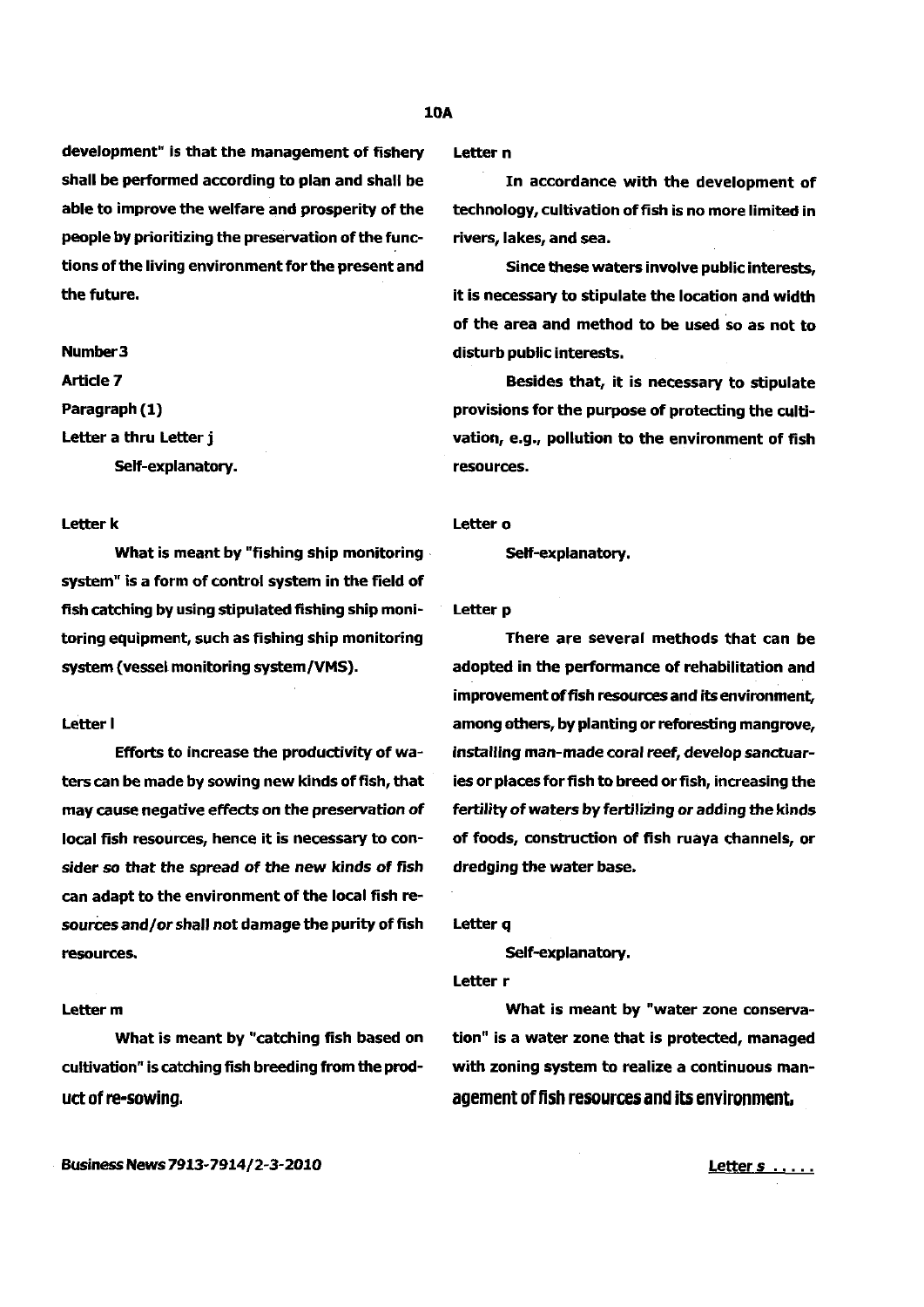development" is that the management of fishery shall be performed according to plan and shall be able to improve the welfare and prosperity of the people by prioritizing the preservation of the functions of the living environment for the present and the future.

**Number 3**

**Article 7**

**Paragraph (1)**

**Letter a thru Letter j**

Self-explanatory.

**Letter k**

What is meant by "fishing ship monitoring system" is a form of control system in the field of fish catching by using stipulated fishing ship monitoring equipment, such as fishing ship monitoring system (vessel monitoring system/VMS).

**Letter l**

Efforts to increase the productivity of waters can be made by sowing new kinds of fish, that may cause negative effects on the preservation of local fish resources, hence it is necessary to consider so that the spread of the new kinds of fish can adapt to the environment of the local fish resources and/or shall not damage the purity of fish resources.

**Letter m**

What is meant by "catching fish based on cultivation" is catching fish breeding from the product of re-sowing.

**Letter n**

In accordance with the development of technology, cultivation of fish is no more limited in rivers, lakes, and sea.

Since these waters involve public interests, it is necessary to stipulate the location and width of the area and method to be used so as not to disturb public interests.

Besides that, it is necessary to stipulate provisions for the purpose of protecting the cultivation, e.g., pollution to the environment of fish resources.

**Letter o**

Self-explanatory.

**Letter p**

There are several methods that can be adopted in the performance of rehabilitation and improvement of fish resources and its environment, among others, by planting or reforesting mangrove, installing man-made coral reef, develop sanctuaries or places for fish to breed or fish, increasing the fertility of waters by fertilizing or adding the kinds of foods, construction of fish ruaya channels, or dredging the water base.

**Letter q**

Self-explanatory.

**Letter r**

What is meant by "water zone conservation" is a water zone that is protected, managed with zoning system to realize a continuous management of fish resources and its environment.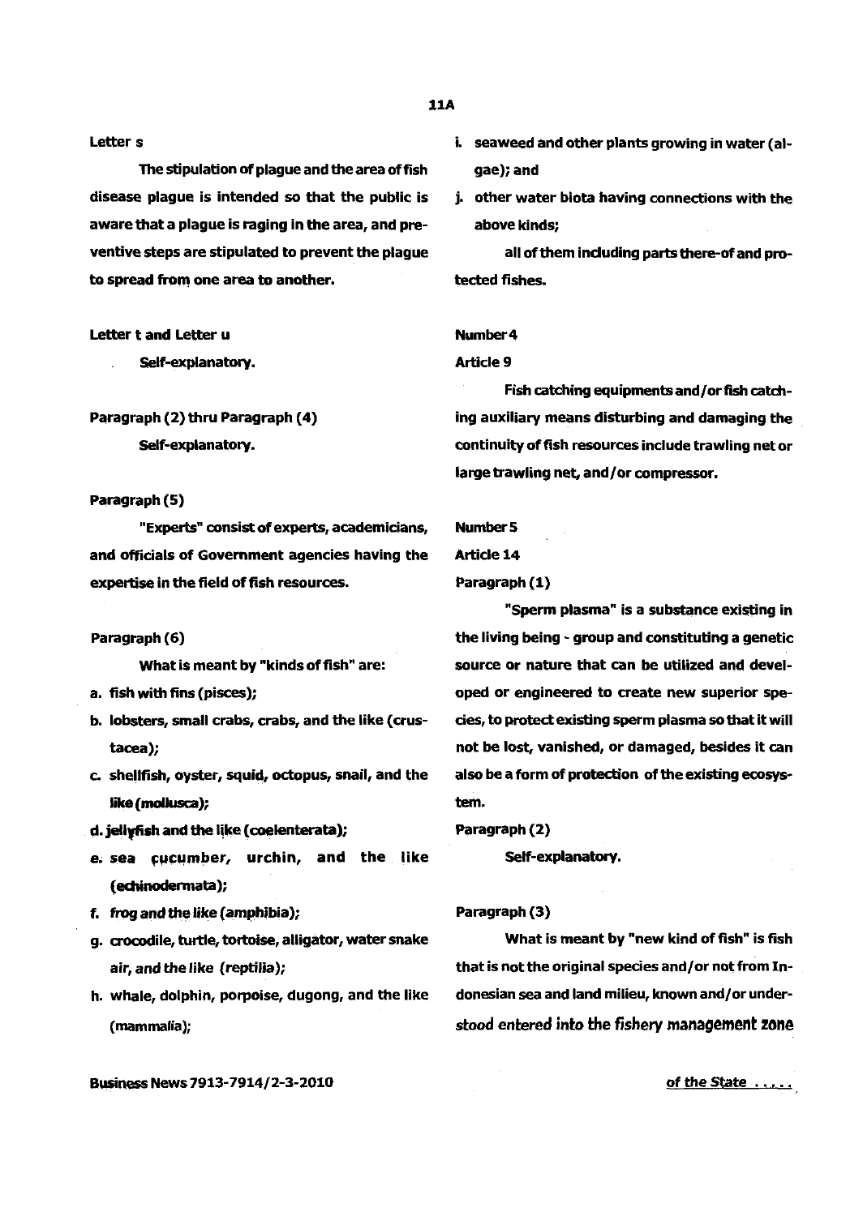Letter s

The stipulation of plague and the area of fish disease plague is intended so that the public is aware that a plague is raging in the area, and preventive steps are stipulated to prevent the plague to spread from one area to another.

Letter t and Letter u

Self-explanatory.

Paragraph (2) thru Paragraph (4)

Self-explanatory.

Paragraph (5)

"Experts" consist of experts, academicians, and officials of Government agencies having the expertise in the field of fish resources.

Paragraph (6)

What is meant by "kinds of fish" are:

a. fish with fins (pisces);
b. lobsters, small crabs, crabs, and the like (crustacea);
c. shellfish, oyster, squid, octopus, snail, and the like (mollusca);
d. jellyfish and the like (coelenterata);
e. sea cucumber, urchin, and the like (echinodermata);
f. frog and the like (amphibia);
g. crocodile, turtle, tortoise, alligator, water snake air, and the like (reptilia);
h. whale, dolphin, porpoise, dugong, and the like (mammalia);
i. seaweed and other plants growing in water (algae); and
j. other water biota having connections with the above kinds;

all of them including parts there-of and protected fishes.

Number 4

Article 9

Fish catching equipments and/or fish catching auxiliary means disturbing and damaging the continuity of fish resources include trawling net or large trawling net, and/or compressor.

Number 5

Article 14

Paragraph (1)

"Sperm plasma" is a substance existing in the living being - group and constituting a genetic source or nature that can be utilized and developed or engineered to create new superior species, to protect existing sperm plasma so that it will not be lost, vanished, or damaged, besides it can also be a form of protection of the existing ecosystem.

Paragraph (2)

Self-explanatory.

Paragraph (3)

What is meant by "new kind of fish" is fish that is not the original species and/or not from Indonesian sea and land milieu, known and/or understood entered into the fishery management zone

of the State .....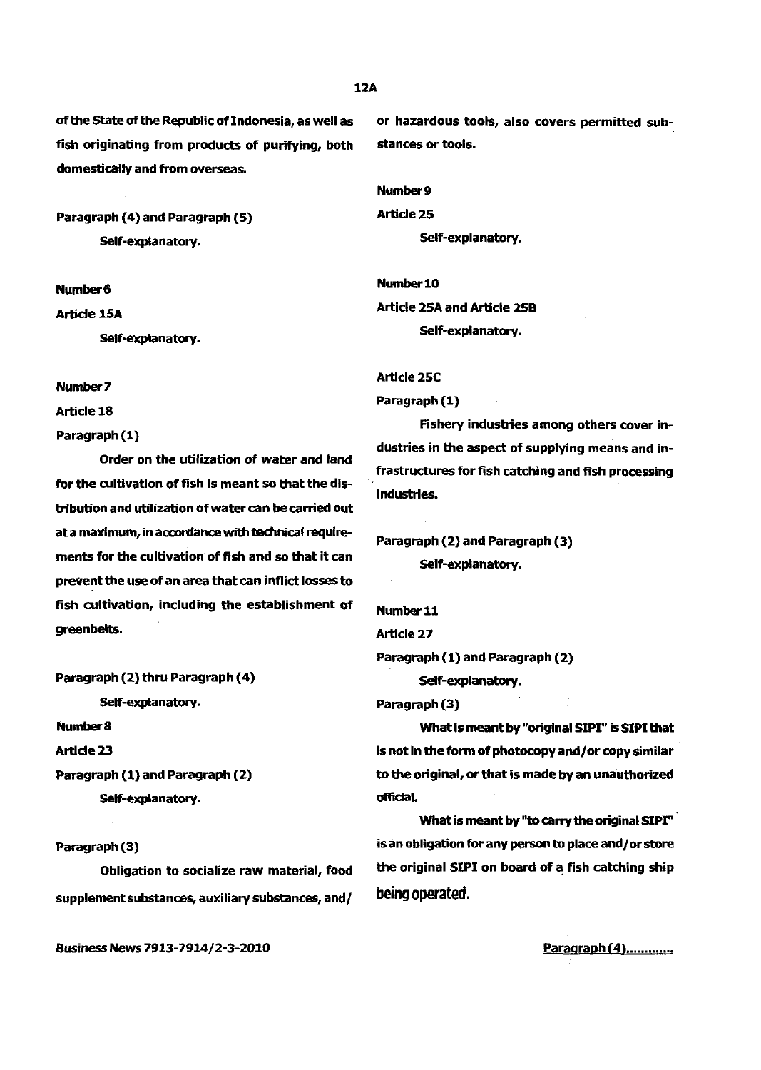of the State of the Republic of Indonesia, as well as fish originating from products of purifying, both domestically and from overseas.

**Paragraph (4) and Paragraph (5)**

Self-explanatory.

**Number 6**

**Article 15A**

Self-explanatory.

**Number 7**

**Article 18**

**Paragraph (1)**

Order on the utilization of water and land for the cultivation of fish is meant so that the distribution and utilization of water can be carried out at a maximum, in accordance with technical requirements for the cultivation of fish and so that it can prevent the use of an area that can inflict losses to fish cultivation, including the establishment of greenbelts.

**Paragraph (2) thru Paragraph (4)**

Self-explanatory.

**Number 8**

**Article 23**

**Paragraph (1) and Paragraph (2)**

Self-explanatory.

**Paragraph (3)**

Obligation to socialize raw material, food supplement substances, auxiliary substances, and/or hazardous tools, also covers permitted substances or tools.

**Number 9**

**Article 25**

Self-explanatory.

**Number 10**

**Article 25A and Article 25B**

Self-explanatory.

**Article 25C**

**Paragraph (1)**

Fishery industries among others cover industries in the aspect of supplying means and infrastructures for fish catching and fish processing industries.

**Paragraph (2) and Paragraph (3)**

Self-explanatory.

**Number 11**

**Article 27**

**Paragraph (1) and Paragraph (2)**

Self-explanatory.

**Paragraph (3)**

What is meant by "original SIPI" is SIPI that is not in the form of photocopy and/or copy similar to the original, or that is made by an unauthorized official.

What is meant by "to carry the original SIPI" is an obligation for any person to place and/or store the original SIPI on board of a fish catching ship being operated.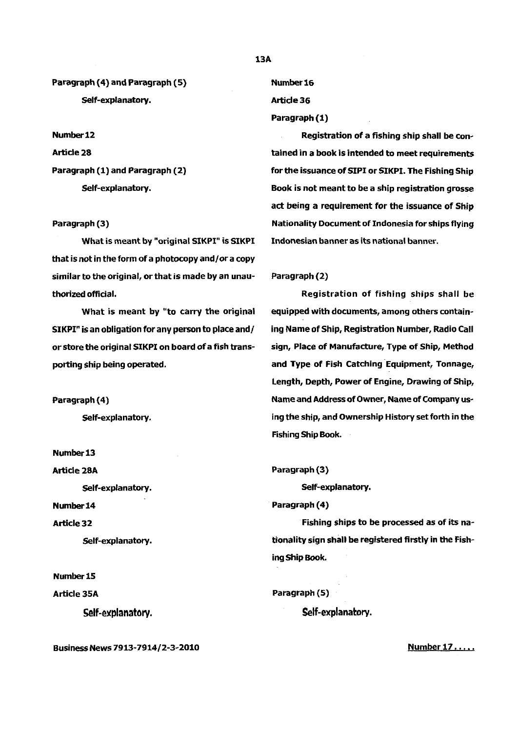Paragraph (4) and Paragraph (5)

Self-explanatory.

Number 12

Article 28

Paragraph (1) and Paragraph (2)

Self-explanatory.

Paragraph (3)

What is meant by "original SIKPI" is SIKPI that is not in the form of a photocopy and/or a copy similar to the original, or that is made by an unauthorized official.

What is meant by "to carry the original SIKPI" is an obligation for any person to place and/or store the original SIKPI on board of a fish transporting ship being operated.

Paragraph (4)

Self-explanatory.

Number 13

Article 28A

Self-explanatory.

Number 14

Article 32

Self-explanatory.

Number 15

Article 35A

Self-explanatory.

Number 16

Article 36

Paragraph (1)

Registration of a fishing ship shall be contained in a book is intended to meet requirements for the issuance of SIPI or SIKPI. The Fishing Ship Book is not meant to be a ship registration grosse act being a requirement for the issuance of Ship Nationality Document of Indonesia for ships flying Indonesian banner as its national banner.

Paragraph (2)

Registration of fishing ships shall be equipped with documents, among others containing Name of Ship, Registration Number, Radio Call sign, Place of Manufacture, Type of Ship, Method and Type of Fish Catching Equipment, Tonnage, Length, Depth, Power of Engine, Drawing of Ship, Name and Address of Owner, Name of Company using the ship, and Ownership History set forth in the Fishing Ship Book.

Paragraph (3)

Self-explanatory.

Paragraph (4)

Fishing ships to be processed as of its nationality sign shall be registered firstly in the Fishing Ship Book.

Paragraph (5)

Self-explanatory.

Number 17.....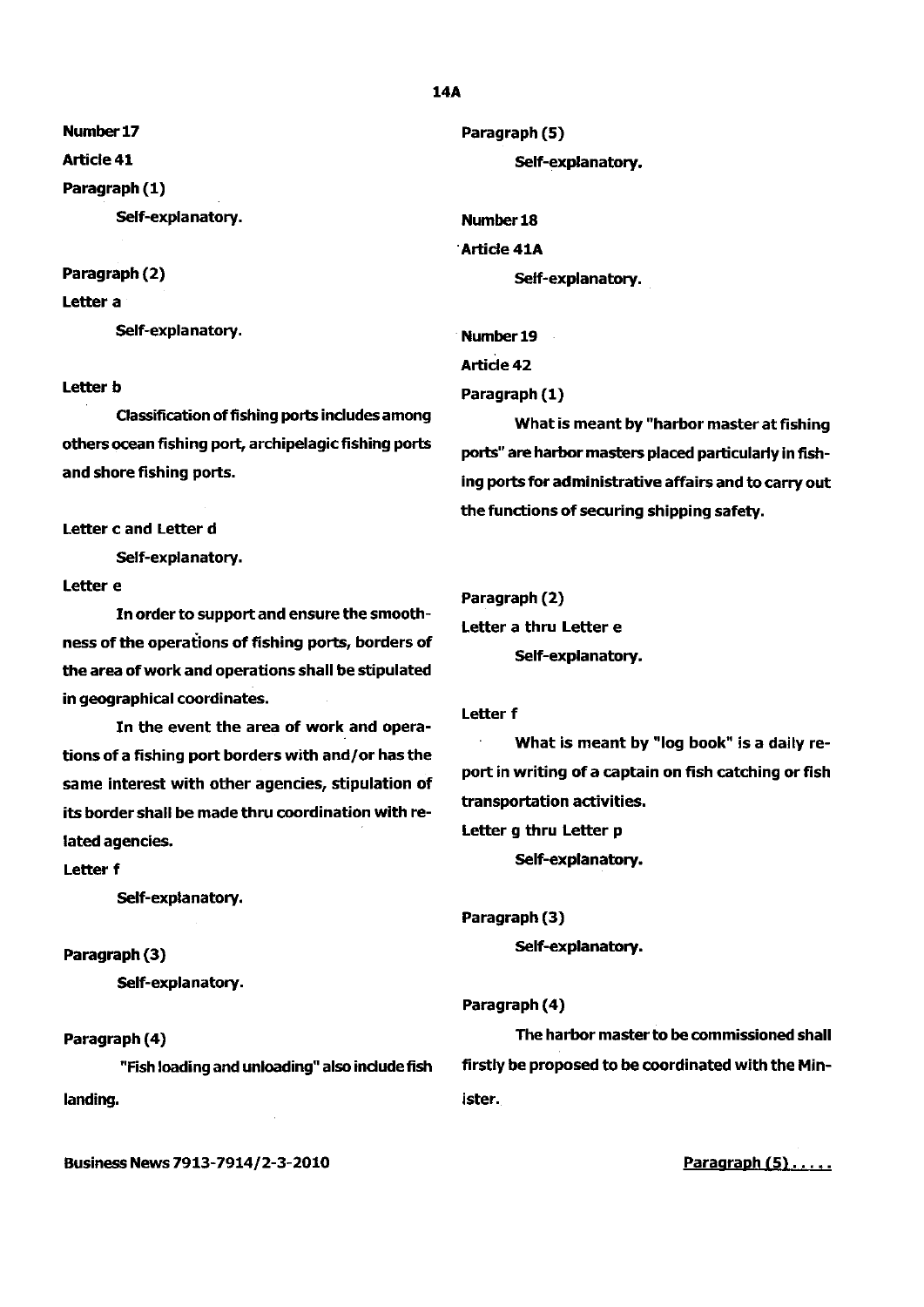**Number 17**

**Article 41**

**Paragraph (1)**

Self-explanatory.

**Paragraph (2)**

**Letter a**

Self-explanatory.

**Letter b**

Classification of fishing ports includes among others ocean fishing port, archipelagic fishing ports and shore fishing ports.

**Letter c and Letter d**

Self-explanatory.

**Letter e**

In order to support and ensure the smoothness of the operations of fishing ports, borders of the area of work and operations shall be stipulated in geographical coordinates.

In the event the area of work and operations of a fishing port borders with and/or has the same interest with other agencies, stipulation of its border shall be made thru coordination with related agencies.

**Letter f**

Self-explanatory.

**Paragraph (3)**

Self-explanatory.

**Paragraph (4)**

"Fish loading and unloading" also include fish landing.

**Paragraph (5)**

Self-explanatory.

**Number 18**

**Article 41A**

Self-explanatory.

**Number 19**

**Article 42**

**Paragraph (1)**

What is meant by "harbor master at fishing ports" are harbor masters placed particularly in fishing ports for administrative affairs and to carry out the functions of securing shipping safety.

**Paragraph (2)**

**Letter a thru Letter e**

Self-explanatory.

**Letter f**

What is meant by "log book" is a daily report in writing of a captain on fish catching or fish transportation activities.

**Letter g thru Letter p**

Self-explanatory.

**Paragraph (3)**

Self-explanatory.

**Paragraph (4)**

The harbor master to be commissioned shall firstly be proposed to be coordinated with the Minister.

Paragraph (5).....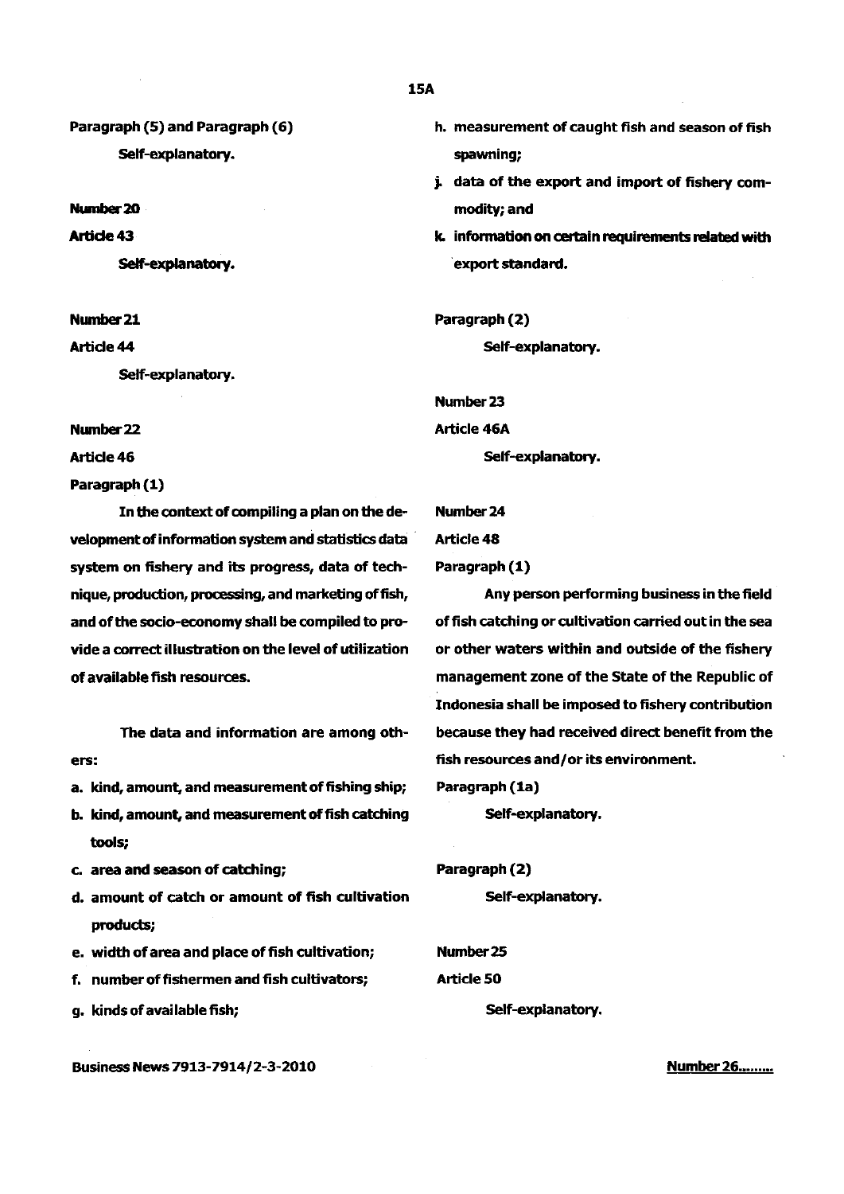Paragraph (5) and Paragraph (6)

Self-explanatory.

Number 20

Article 43

Self-explanatory.

Number 21

Article 44

Self-explanatory.

Number 22

Article 46

Paragraph (1)

In the context of compiling a plan on the development of information system and statistics data system on fishery and its progress, data of technique, production, processing, and marketing of fish, and of the socio-economy shall be compiled to provide a correct illustration on the level of utilization of available fish resources.

The data and information are among others:

a. kind, amount, and measurement of fishing ship;
b. kind, amount, and measurement of fish catching tools;
c. area and season of catching;
d. amount of catch or amount of fish cultivation products;
e. width of area and place of fish cultivation;
f. number of fishermen and fish cultivators;
g. kinds of available fish;
h. measurement of caught fish and season of fish spawning;
j. data of the export and import of fishery commodity; and
k. information on certain requirements related with export standard.

Paragraph (2)

Self-explanatory.

Number 23

Article 46A

Self-explanatory.

Number 24

Article 48

Paragraph (1)

Any person performing business in the field of fish catching or cultivation carried out in the sea or other waters within and outside of the fishery management zone of the State of the Republic of Indonesia shall be imposed to fishery contribution because they had received direct benefit from the fish resources and/or its environment.

Paragraph (1a)

Self-explanatory.

Paragraph (2)

Self-explanatory.

Number 25

Article 50

Self-explanatory.

Number 26.........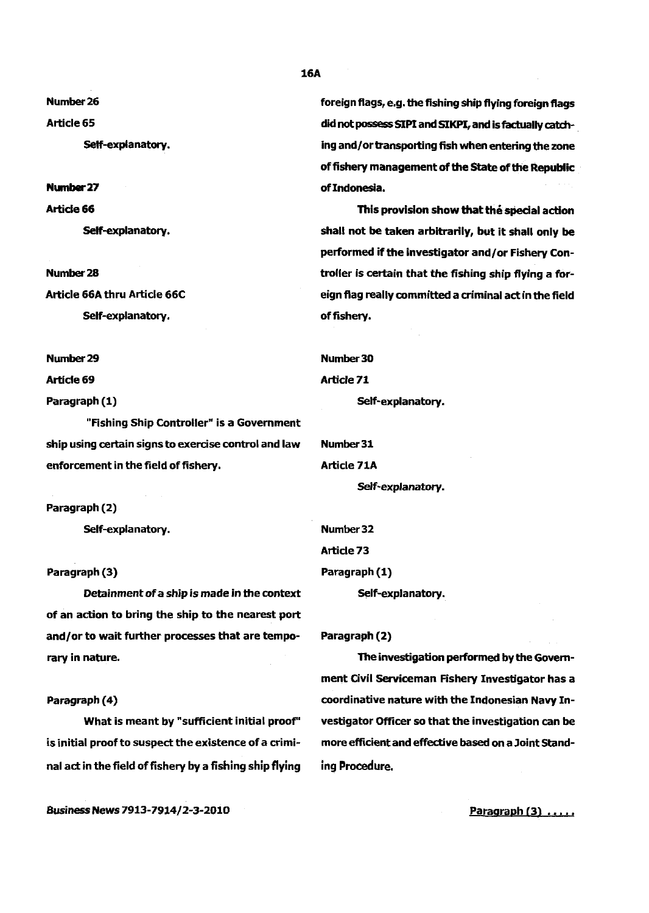Number 26

Article 65

Self-explanatory.

Number 27

Article 66

Self-explanatory.

Number 28

Article 66A thru Article 66C

Self-explanatory.

Number 29

Article 69

Paragraph (1)

"Fishing Ship Controller" is a Government ship using certain signs to exercise control and law enforcement in the field of fishery.

Paragraph (2)

Self-explanatory.

Paragraph (3)

Detainment of a ship is made in the context of an action to bring the ship to the nearest port and/or to wait further processes that are temporary in nature.

Paragraph (4)

What is meant by "sufficient initial proof" is initial proof to suspect the existence of a criminal act in the field of fishery by a fishing ship flying foreign flags, e.g. the fishing ship flying foreign flags did not possess SIPI and SIKPI, and is factually catching and/or transporting fish when entering the zone of fishery management of the State of the Republic of Indonesia.

This provision show that thé special action shall not be taken arbitrarily, but it shall only be performed if the investigator and/or Fishery Controller is certain that the fishing ship flying a foreign flag really committed a criminal act in the field of fishery.

Number 30

Article 71

Self-explanatory.

Number 31

Article 71A

Self-explanatory.

Number 32

Article 73

Paragraph (1)

Self-explanatory.

Paragraph (2)

The investigation performed by the Government Civil Serviceman Fishery Investigator has a coordinative nature with the Indonesian Navy Investigator Officer so that the investigation can be more efficient and effective based on a Joint Standing Procedure.

Paragraph (3) .....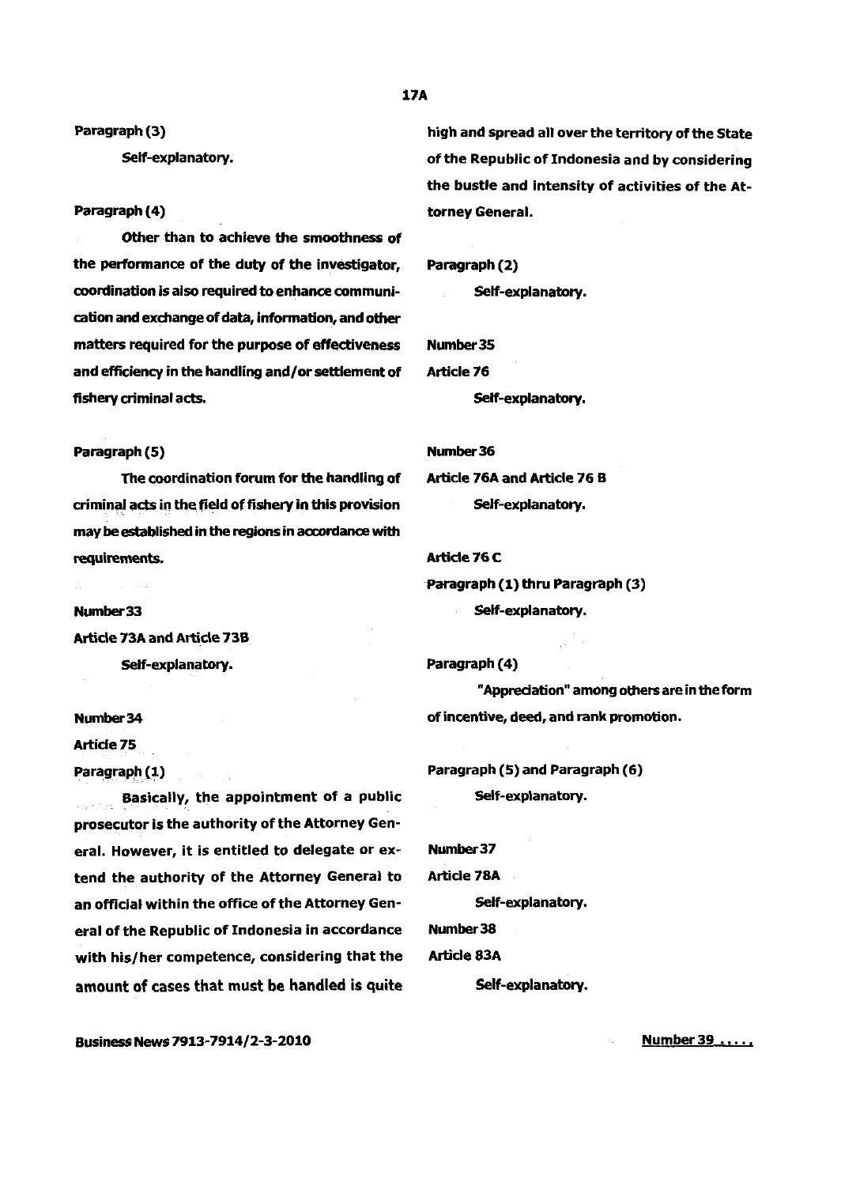Paragraph (3)

Self-explanatory.

Paragraph (4)

Other than to achieve the smoothness of the performance of the duty of the investigator, coordination is also required to enhance communication and exchange of data, information, and other matters required for the purpose of effectiveness and efficiency in the handling and/or settlement of fishery criminal acts.

Paragraph (5)

The coordination forum for the handling of criminal acts in the field of fishery in this provision may be established in the regions in accordance with requirements.

Number 33

Article 73A and Article 73B

Self-explanatory.

Number 34

Article 75

Paragraph (1)

Basically, the appointment of a public prosecutor is the authority of the Attorney General. However, it is entitled to delegate or extend the authority of the Attorney General to an official within the office of the Attorney General of the Republic of Indonesia in accordance with his/her competence, considering that the amount of cases that must be handled is quite high and spread all over the territory of the State of the Republic of Indonesia and by considering the bustle and intensity of activities of the Attorney General.

Paragraph (2)

Self-explanatory.

Number 35

Article 76

Self-explanatory.

Number 36

Article 76A and Article 76 B

Self-explanatory.

Article 76 C

Paragraph (1) thru Paragraph (3)

Self-explanatory.

Paragraph (4)

"Appreciation" among others are in the form of incentive, deed, and rank promotion.

Paragraph (5) and Paragraph (6)

Self-explanatory.

Number 37

Article 78A

Self-explanatory.

Number 38

Article 83A

Self-explanatory.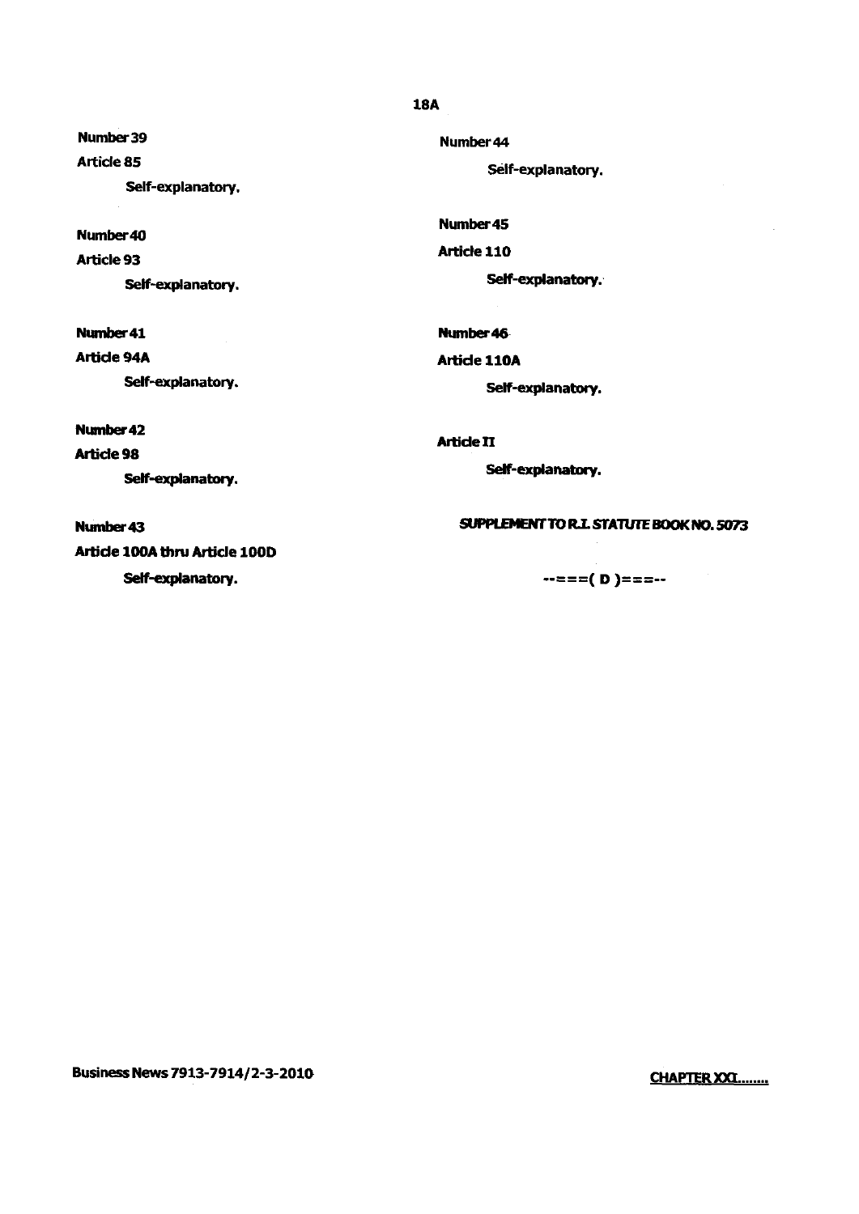**Number 39**

**Article 85**

**Self-explanatory.**

**Number 40**

**Article 93**

**Self-explanatory.**

**Number 41**

**Article 94A**

**Self-explanatory.**

**Number 42**

**Article 98**

**Self-explanatory.**

**Number 43**

**Article 100A thru Article 100D**

**Self-explanatory.**

**Number 44**

**Self-explanatory.**

**Number 45**

**Article 110**

**Self-explanatory.**

**Number 46**

**Article 110A**

**Self-explanatory.**

**Article II**

**Self-explanatory.**

***SUPPLEMENT TO R.I. STATUTE BOOK NO. 5073***

**--===( D )===--**

**CHAPTER XXI........**